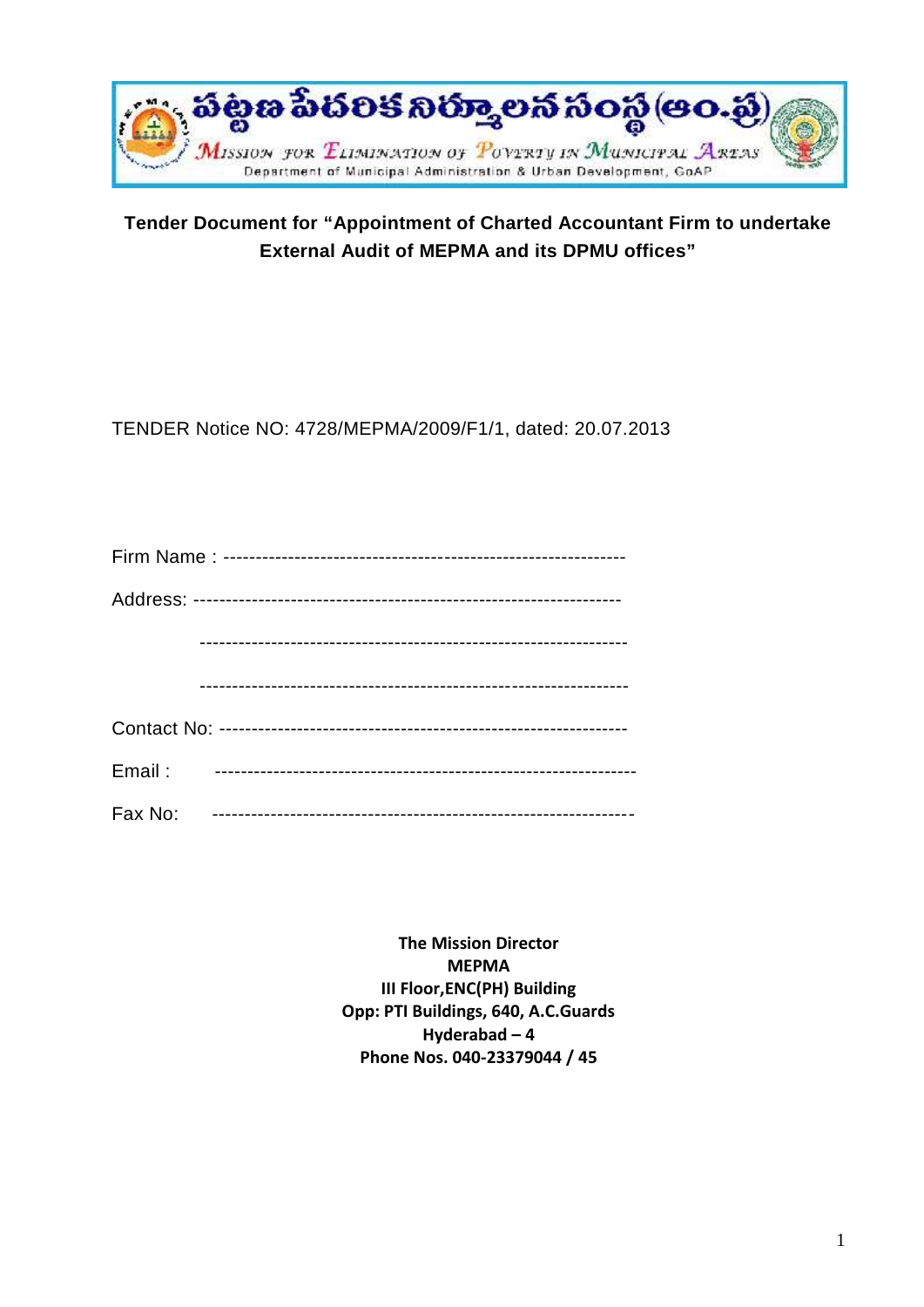పట్టణ పేదరిక నిర్మూలన సంస్థ (ఆం.ప్ర)

Mission for Elimination of Poverty in Municipal Areas

Department of Municipal Administration & Urban Development, GoAP

**Tender Document for "Appointment of Charted Accountant Firm to undertake External Audit of MEPMA and its DPMU offices"**

TENDER Notice NO: 4728/MEPMA/2009/F1/1, dated: 20.07.2013

Firm Name : --------------------------------------------------------------

Address: -----------------------------------------------------------------

-----------------------------------------------------------------

-----------------------------------------------------------------

Contact No: --------------------------------------------------------------

Email : -----------------------------------------------------------------

Fax No: -----------------------------------------------------------------

**The Mission Director**
**MEPMA**
**III Floor,ENC(PH) Building**
**Opp: PTI Buildings, 640, A.C.Guards**
**Hyderabad – 4**
**Phone Nos. 040-23379044 / 45**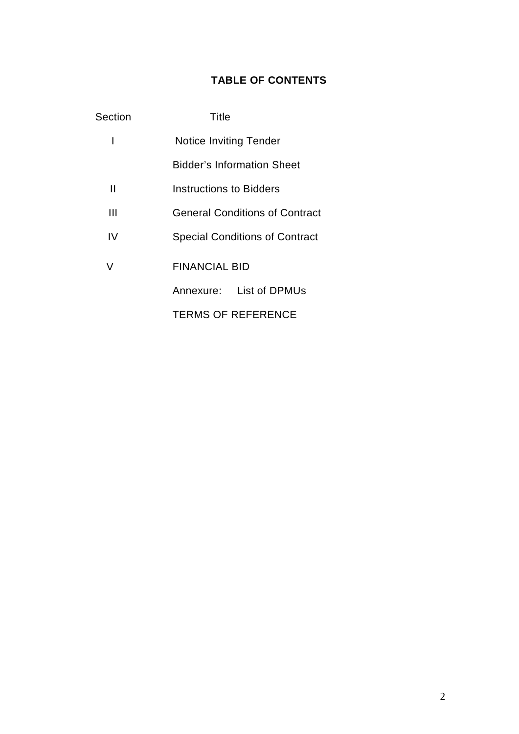# TABLE OF CONTENTS

| Section | Title |
|---|---|
| I | Notice Inviting Tender |
| | Bidder's Information Sheet |
| II | Instructions to Bidders |
| III | General Conditions of Contract |
| IV | Special Conditions of Contract |
| V | FINANCIAL BID |
| | Annexure: List of DPMUs |
| | TERMS OF REFERENCE |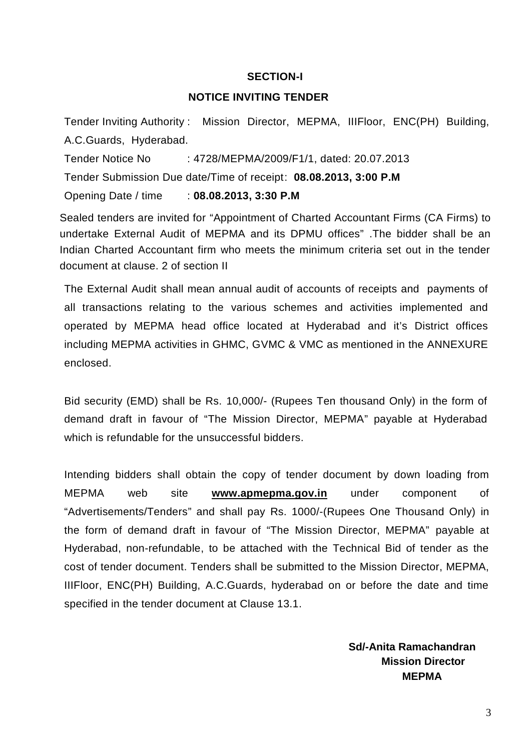## SECTION-I

## NOTICE INVITING TENDER

Tender Inviting Authority : Mission Director, MEPMA, IIIFloor, ENC(PH) Building, A.C.Guards, Hyderabad.

Tender Notice No : 4728/MEPMA/2009/F1/1, dated: 20.07.2013

Tender Submission Due date/Time of receipt: **08.08.2013, 3:00 P.M**

Opening Date / time : **08.08.2013, 3:30 P.M**

Sealed tenders are invited for "Appointment of Charted Accountant Firms (CA Firms) to undertake External Audit of MEPMA and its DPMU offices" .The bidder shall be an Indian Charted Accountant firm who meets the minimum criteria set out in the tender document at clause. 2 of section II

The External Audit shall mean annual audit of accounts of receipts and payments of all transactions relating to the various schemes and activities implemented and operated by MEPMA head office located at Hyderabad and it's District offices including MEPMA activities in GHMC, GVMC & VMC as mentioned in the ANNEXURE enclosed.

Bid security (EMD) shall be Rs. 10,000/- (Rupees Ten thousand Only) in the form of demand draft in favour of "The Mission Director, MEPMA" payable at Hyderabad which is refundable for the unsuccessful bidders.

Intending bidders shall obtain the copy of tender document by down loading from MEPMA web site **www.apmepma.gov.in** under component of "Advertisements/Tenders" and shall pay Rs. 1000/-(Rupees One Thousand Only) in the form of demand draft in favour of "The Mission Director, MEPMA" payable at Hyderabad, non-refundable, to be attached with the Technical Bid of tender as the cost of tender document. Tenders shall be submitted to the Mission Director, MEPMA, IIIFloor, ENC(PH) Building, A.C.Guards, hyderabad on or before the date and time specified in the tender document at Clause 13.1.

**Sd/-Anita Ramachandran**
**Mission Director**
**MEPMA**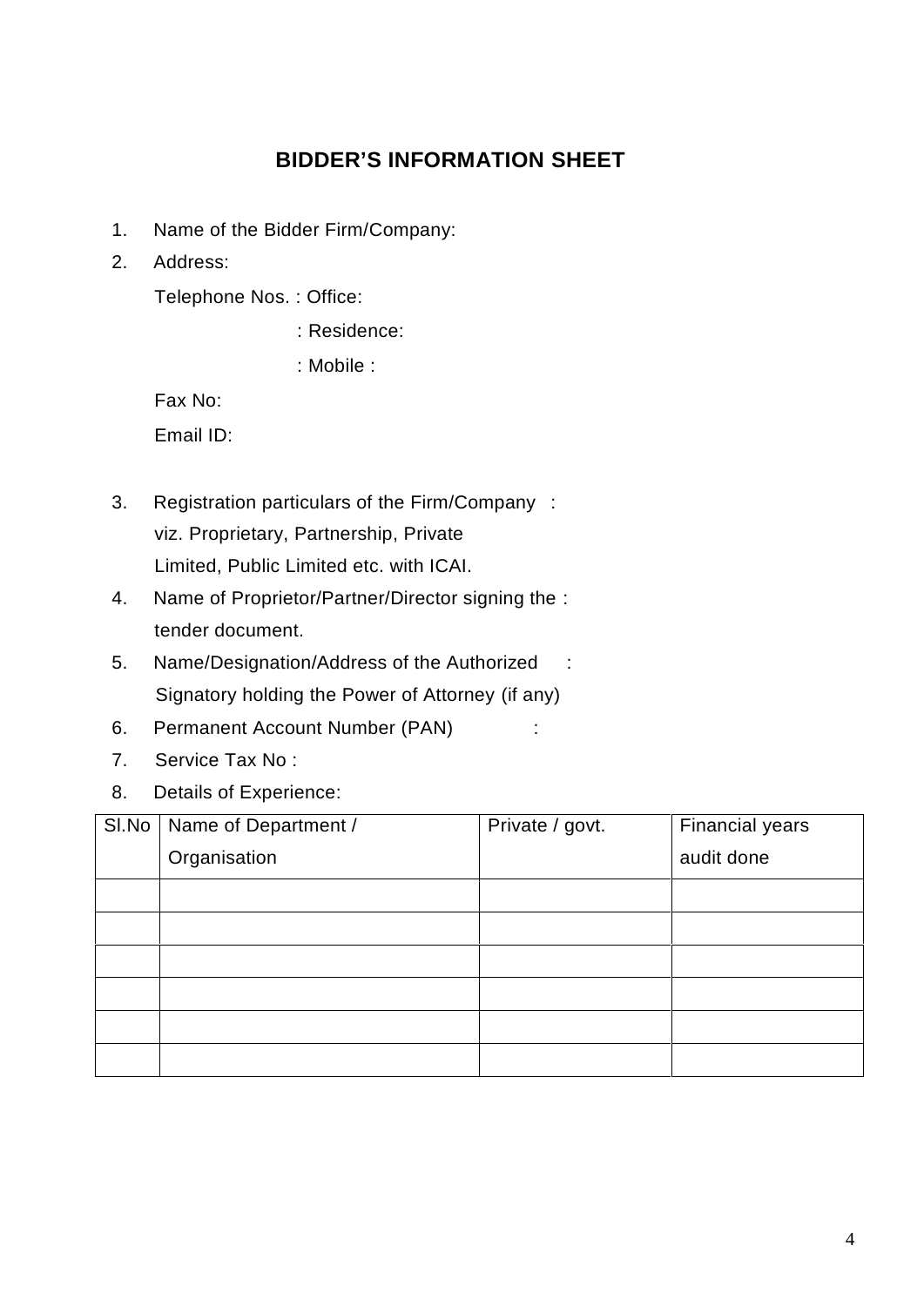# BIDDER'S INFORMATION SHEET

1. Name of the Bidder Firm/Company:
2. Address:

   Telephone Nos. : Office:

   : Residence:

   : Mobile :

   Fax No:

   Email ID:

3. Registration particulars of the Firm/Company : viz. Proprietary, Partnership, Private Limited, Public Limited etc. with ICAI.
4. Name of Proprietor/Partner/Director signing the : tender document.
5. Name/Designation/Address of the Authorized : Signatory holding the Power of Attorney (if any)
6. Permanent Account Number (PAN) :
7. Service Tax No :
8. Details of Experience:

| Sl.No | Name of Department / Organisation | Private / govt. | Financial years audit done |
|---|---|---|---|
| | | | |
| | | | |
| | | | |
| | | | |
| | | | |
| | | | |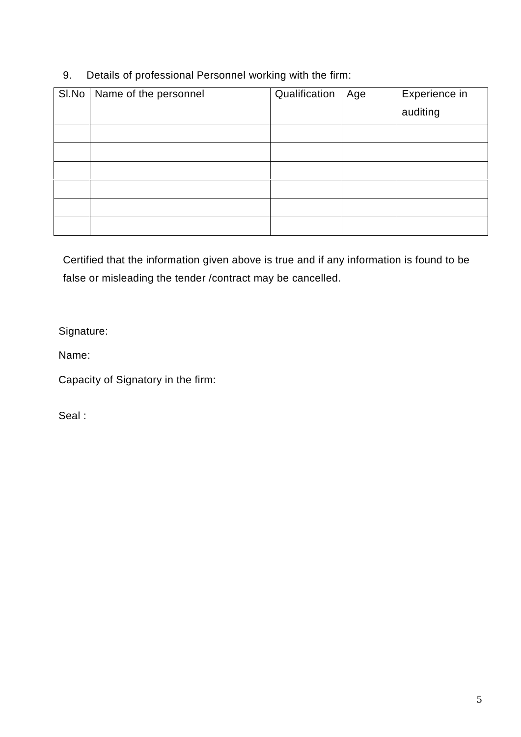9. Details of professional Personnel working with the firm:

| Sl.No | Name of the personnel | Qualification | Age | Experience in auditing |
|---|---|---|---|---|
| | | | | |
| | | | | |
| | | | | |
| | | | | |
| | | | | |
| | | | | |

Certified that the information given above is true and if any information is found to be false or misleading the tender /contract may be cancelled.

Signature:

Name:

Capacity of Signatory in the firm:

Seal :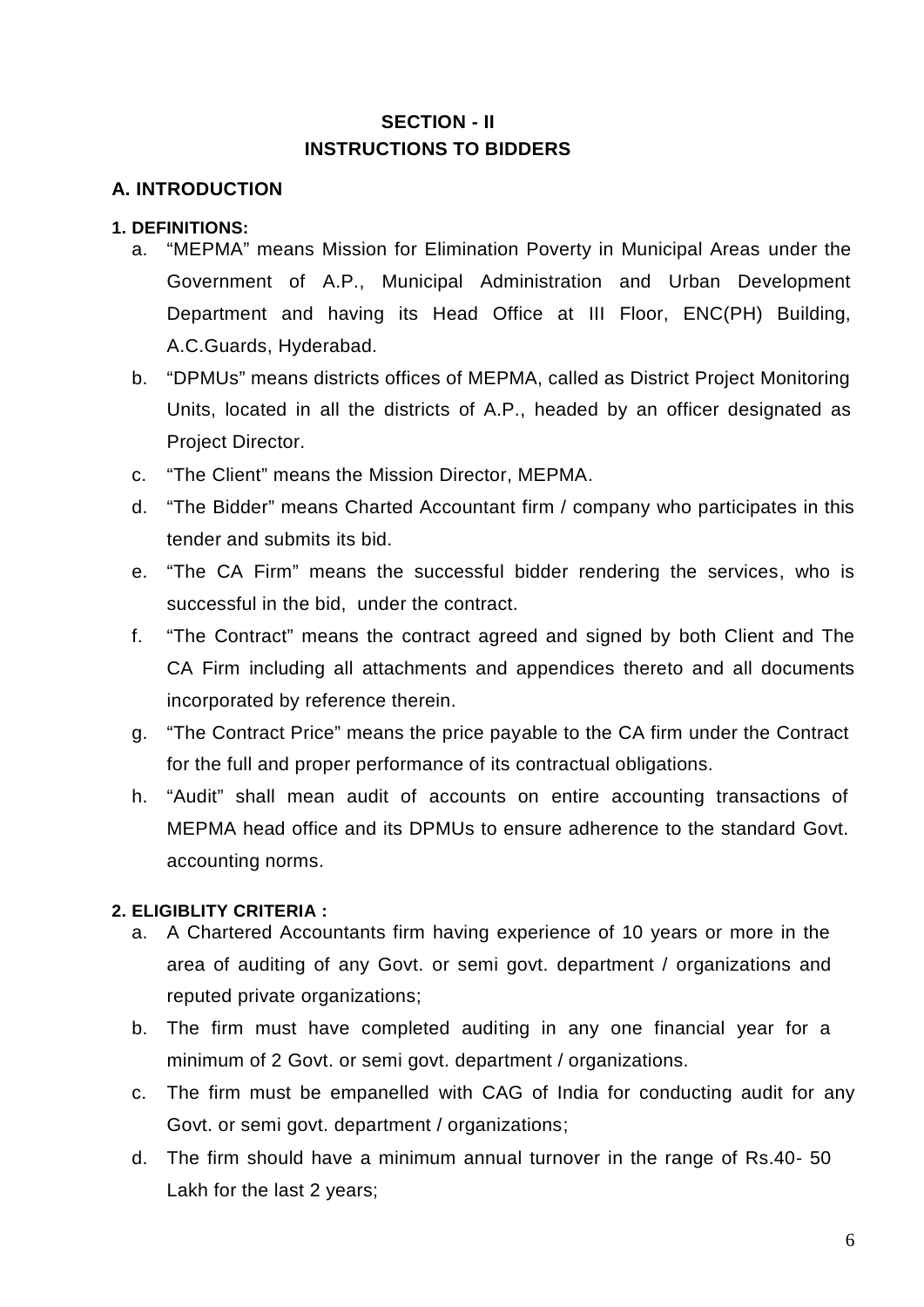## SECTION - II
## INSTRUCTIONS TO BIDDERS

### A. INTRODUCTION

**1. DEFINITIONS:**

a. “MEPMA” means Mission for Elimination Poverty in Municipal Areas under the Government of A.P., Municipal Administration and Urban Development Department and having its Head Office at III Floor, ENC(PH) Building, A.C.Guards, Hyderabad.

b. “DPMUs” means districts offices of MEPMA, called as District Project Monitoring Units, located in all the districts of A.P., headed by an officer designated as Project Director.

c. “The Client” means the Mission Director, MEPMA.

d. “The Bidder” means Charted Accountant firm / company who participates in this tender and submits its bid.

e. “The CA Firm” means the successful bidder rendering the services, who is successful in the bid, under the contract.

f. “The Contract” means the contract agreed and signed by both Client and The CA Firm including all attachments and appendices thereto and all documents incorporated by reference therein.

g. “The Contract Price” means the price payable to the CA firm under the Contract for the full and proper performance of its contractual obligations.

h. “Audit” shall mean audit of accounts on entire accounting transactions of MEPMA head office and its DPMUs to ensure adherence to the standard Govt. accounting norms.

**2. ELIGIBLITY CRITERIA :**

a. A Chartered Accountants firm having experience of 10 years or more in the area of auditing of any Govt. or semi govt. department / organizations and reputed private organizations;

b. The firm must have completed auditing in any one financial year for a minimum of 2 Govt. or semi govt. department / organizations.

c. The firm must be empanelled with CAG of India for conducting audit for any Govt. or semi govt. department / organizations;

d. The firm should have a minimum annual turnover in the range of Rs.40- 50 Lakh for the last 2 years;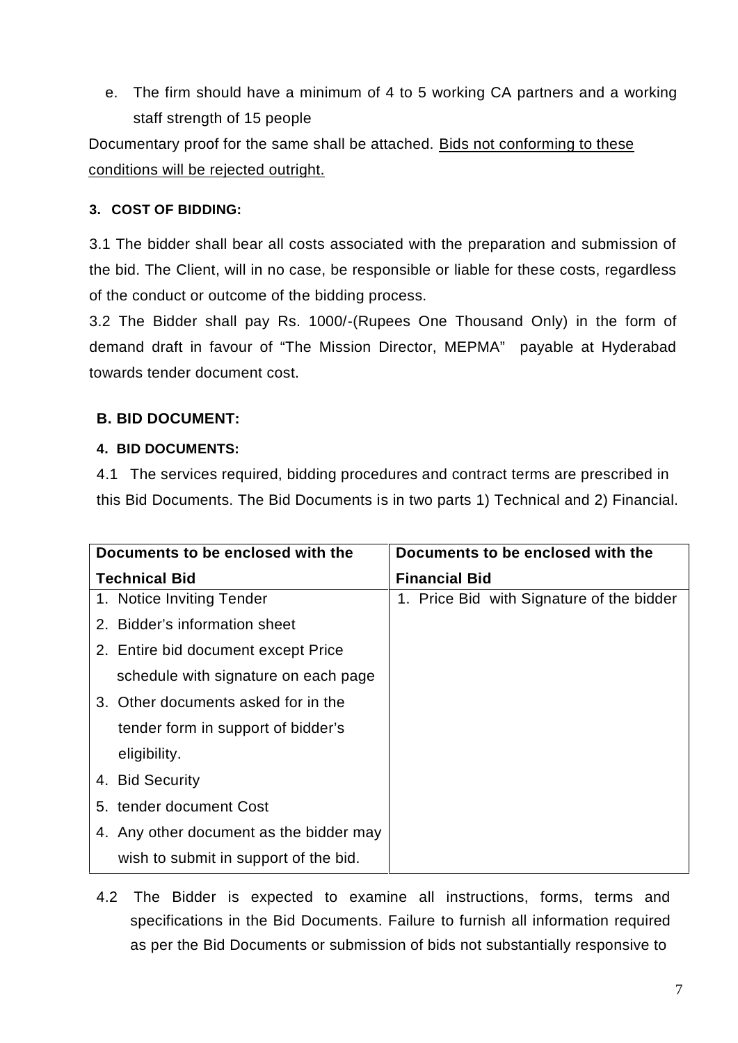e. The firm should have a minimum of 4 to 5 working CA partners and a working staff strength of 15 people

Documentary proof for the same shall be attached. <u>Bids not conforming to these conditions will be rejected outright.</u>

**3. COST OF BIDDING:**

3.1 The bidder shall bear all costs associated with the preparation and submission of the bid. The Client, will in no case, be responsible or liable for these costs, regardless of the conduct or outcome of the bidding process.

3.2 The Bidder shall pay Rs. 1000/-(Rupees One Thousand Only) in the form of demand draft in favour of "The Mission Director, MEPMA" payable at Hyderabad towards tender document cost.

## B. BID DOCUMENT:

**4. BID DOCUMENTS:**

4.1 The services required, bidding procedures and contract terms are prescribed in this Bid Documents. The Bid Documents is in two parts 1) Technical and 2) Financial.

| Documents to be enclosed with the Technical Bid | Documents to be enclosed with the Financial Bid |
|---|---|
| 1. Notice Inviting Tender<br>2. Bidder's information sheet<br>2. Entire bid document except Price schedule with signature on each page<br>3. Other documents asked for in the tender form in support of bidder's eligibility.<br>4. Bid Security<br>5. tender document Cost<br>4. Any other document as the bidder may wish to submit in support of the bid. | 1. Price Bid with Signature of the bidder |

4.2 The Bidder is expected to examine all instructions, forms, terms and specifications in the Bid Documents. Failure to furnish all information required as per the Bid Documents or submission of bids not substantially responsive to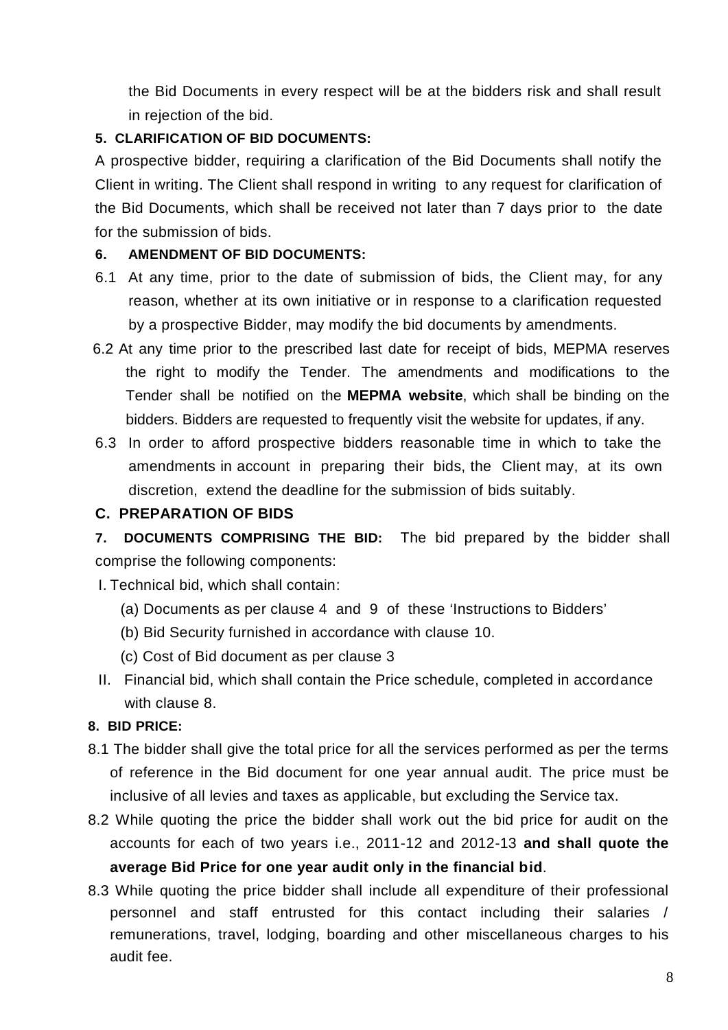the Bid Documents in every respect will be at the bidders risk and shall result in rejection of the bid.

**5. CLARIFICATION OF BID DOCUMENTS:**

A prospective bidder, requiring a clarification of the Bid Documents shall notify the Client in writing. The Client shall respond in writing to any request for clarification of the Bid Documents, which shall be received not later than 7 days prior to the date for the submission of bids.

**6. AMENDMENT OF BID DOCUMENTS:**

6.1 At any time, prior to the date of submission of bids, the Client may, for any reason, whether at its own initiative or in response to a clarification requested by a prospective Bidder, may modify the bid documents by amendments.

6.2 At any time prior to the prescribed last date for receipt of bids, MEPMA reserves the right to modify the Tender. The amendments and modifications to the Tender shall be notified on the **MEPMA website**, which shall be binding on the bidders. Bidders are requested to frequently visit the website for updates, if any.

6.3 In order to afford prospective bidders reasonable time in which to take the amendments in account in preparing their bids, the Client may, at its own discretion, extend the deadline for the submission of bids suitably.

## C. PREPARATION OF BIDS

**7. DOCUMENTS COMPRISING THE BID:** The bid prepared by the bidder shall comprise the following components:

I. Technical bid, which shall contain:

(a) Documents as per clause 4 and 9 of these 'Instructions to Bidders'

(b) Bid Security furnished in accordance with clause 10.

(c) Cost of Bid document as per clause 3

II. Financial bid, which shall contain the Price schedule, completed in accordance with clause 8.

**8. BID PRICE:**

8.1 The bidder shall give the total price for all the services performed as per the terms of reference in the Bid document for one year annual audit. The price must be inclusive of all levies and taxes as applicable, but excluding the Service tax.

8.2 While quoting the price the bidder shall work out the bid price for audit on the accounts for each of two years i.e., 2011-12 and 2012-13 **and shall quote the average Bid Price for one year audit only in the financial bid**.

8.3 While quoting the price bidder shall include all expenditure of their professional personnel and staff entrusted for this contact including their salaries / remunerations, travel, lodging, boarding and other miscellaneous charges to his audit fee.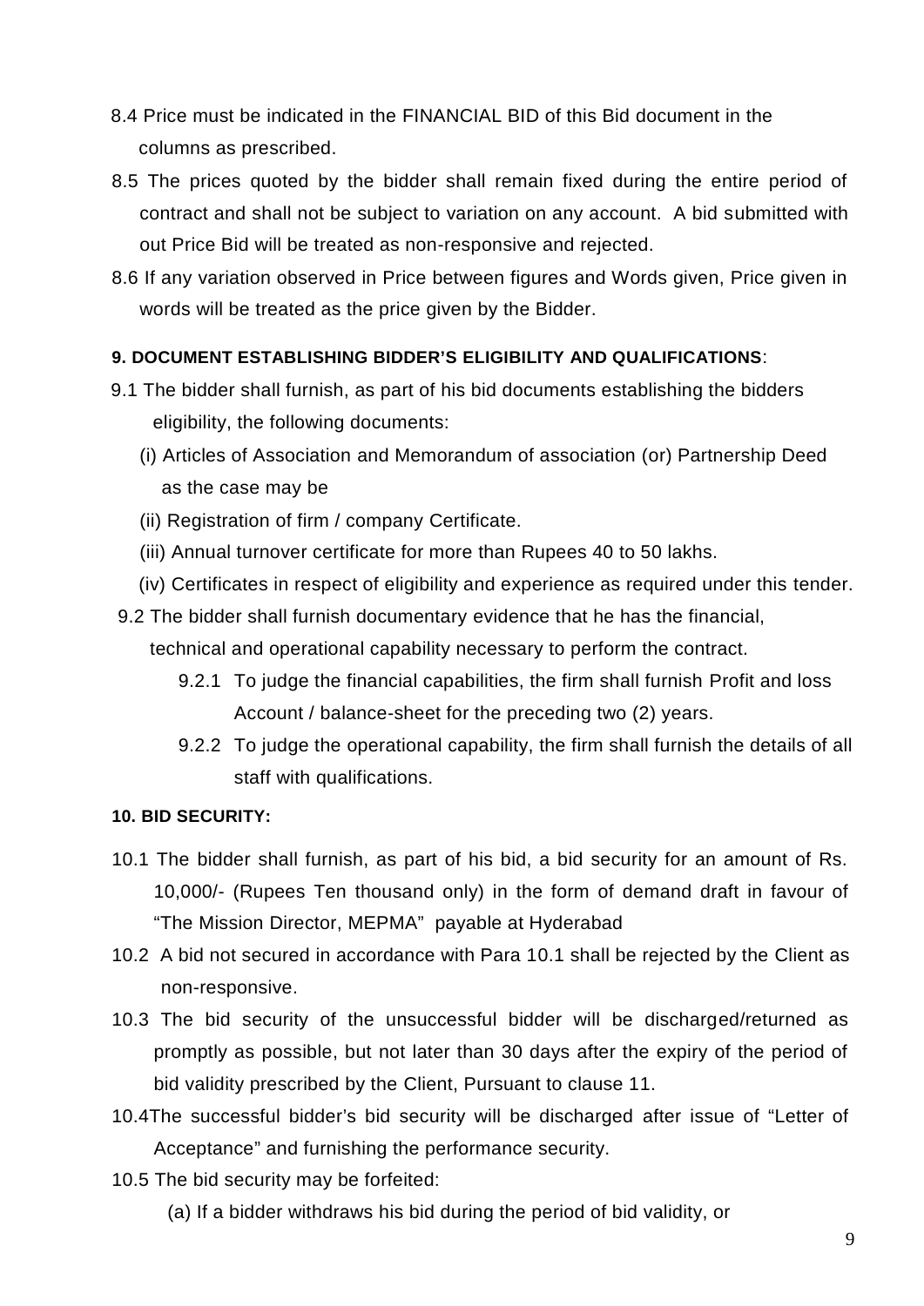8.4 Price must be indicated in the FINANCIAL BID of this Bid document in the columns as prescribed.

8.5 The prices quoted by the bidder shall remain fixed during the entire period of contract and shall not be subject to variation on any account. A bid submitted with out Price Bid will be treated as non-responsive and rejected.

8.6 If any variation observed in Price between figures and Words given, Price given in words will be treated as the price given by the Bidder.

**9. DOCUMENT ESTABLISHING BIDDER'S ELIGIBILITY AND QUALIFICATIONS**:

9.1 The bidder shall furnish, as part of his bid documents establishing the bidders eligibility, the following documents:

(i) Articles of Association and Memorandum of association (or) Partnership Deed as the case may be

(ii) Registration of firm / company Certificate.

(iii) Annual turnover certificate for more than Rupees 40 to 50 lakhs.

(iv) Certificates in respect of eligibility and experience as required under this tender.

9.2 The bidder shall furnish documentary evidence that he has the financial, technical and operational capability necessary to perform the contract.

9.2.1 To judge the financial capabilities, the firm shall furnish Profit and loss Account / balance-sheet for the preceding two (2) years.

9.2.2 To judge the operational capability, the firm shall furnish the details of all staff with qualifications.

**10. BID SECURITY:**

10.1 The bidder shall furnish, as part of his bid, a bid security for an amount of Rs. 10,000/- (Rupees Ten thousand only) in the form of demand draft in favour of "The Mission Director, MEPMA" payable at Hyderabad

10.2 A bid not secured in accordance with Para 10.1 shall be rejected by the Client as non-responsive.

10.3 The bid security of the unsuccessful bidder will be discharged/returned as promptly as possible, but not later than 30 days after the expiry of the period of bid validity prescribed by the Client, Pursuant to clause 11.

10.4The successful bidder's bid security will be discharged after issue of "Letter of Acceptance" and furnishing the performance security.

10.5 The bid security may be forfeited:

(a) If a bidder withdraws his bid during the period of bid validity, or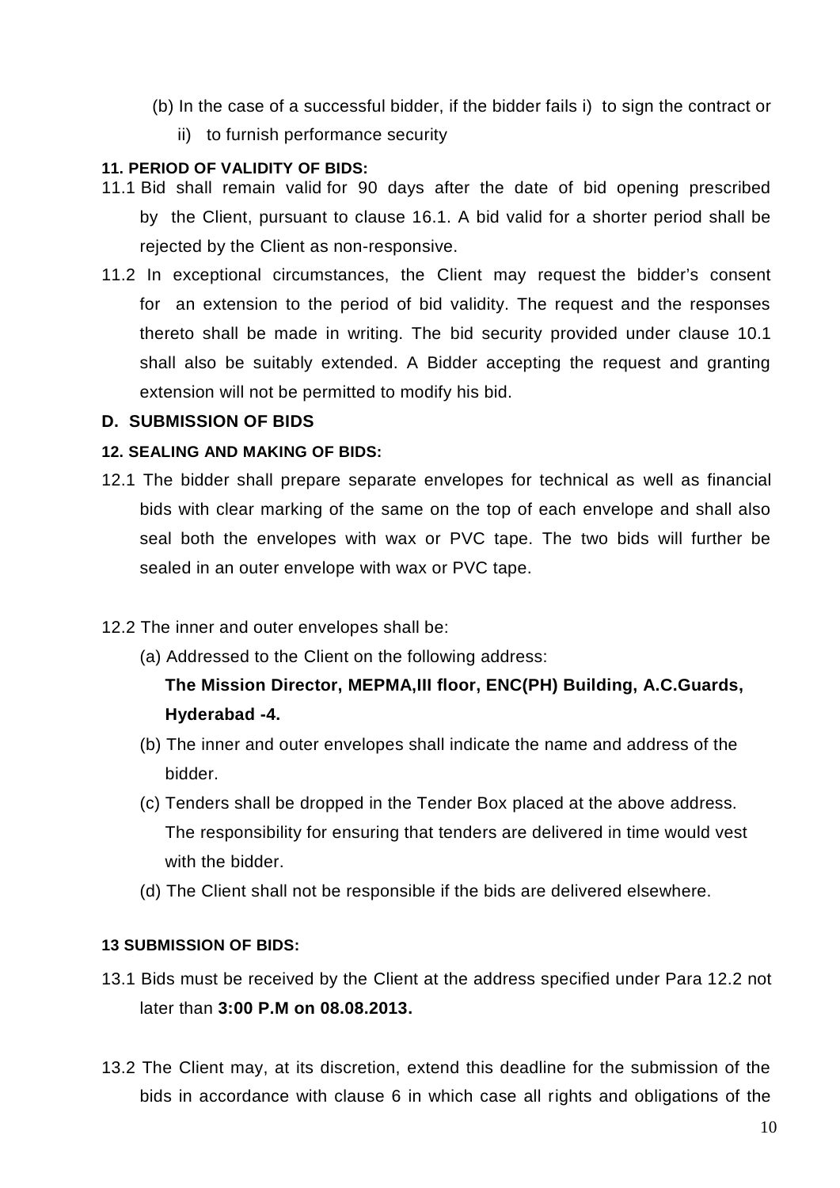(b) In the case of a successful bidder, if the bidder fails i) to sign the contract or ii) to furnish performance security

**11. PERIOD OF VALIDITY OF BIDS:**

11.1 Bid shall remain valid for 90 days after the date of bid opening prescribed by the Client, pursuant to clause 16.1. A bid valid for a shorter period shall be rejected by the Client as non-responsive.

11.2 In exceptional circumstances, the Client may request the bidder's consent for an extension to the period of bid validity. The request and the responses thereto shall be made in writing. The bid security provided under clause 10.1 shall also be suitably extended. A Bidder accepting the request and granting extension will not be permitted to modify his bid.

## D. SUBMISSION OF BIDS

**12. SEALING AND MAKING OF BIDS:**

12.1 The bidder shall prepare separate envelopes for technical as well as financial bids with clear marking of the same on the top of each envelope and shall also seal both the envelopes with wax or PVC tape. The two bids will further be sealed in an outer envelope with wax or PVC tape.

12.2 The inner and outer envelopes shall be:

(a) Addressed to the Client on the following address:

**The Mission Director, MEPMA,III floor, ENC(PH) Building, A.C.Guards, Hyderabad -4.**

(b) The inner and outer envelopes shall indicate the name and address of the bidder.

(c) Tenders shall be dropped in the Tender Box placed at the above address. The responsibility for ensuring that tenders are delivered in time would vest with the bidder.

(d) The Client shall not be responsible if the bids are delivered elsewhere.

**13 SUBMISSION OF BIDS:**

13.1 Bids must be received by the Client at the address specified under Para 12.2 not later than **3:00 P.M on 08.08.2013.**

13.2 The Client may, at its discretion, extend this deadline for the submission of the bids in accordance with clause 6 in which case all rights and obligations of the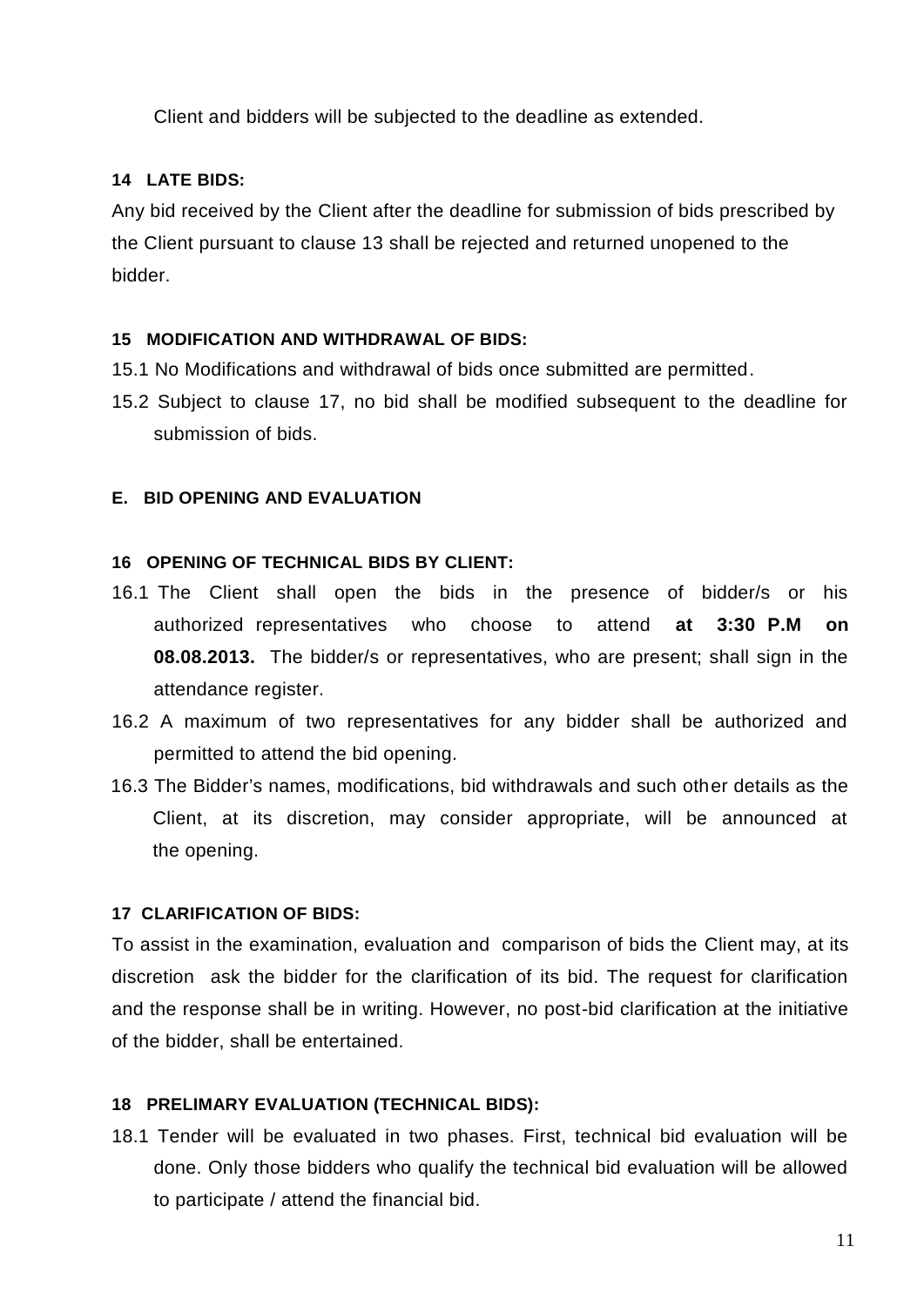Client and bidders will be subjected to the deadline as extended.

### 14 LATE BIDS:

Any bid received by the Client after the deadline for submission of bids prescribed by the Client pursuant to clause 13 shall be rejected and returned unopened to the bidder.

### 15 MODIFICATION AND WITHDRAWAL OF BIDS:

15.1 No Modifications and withdrawal of bids once submitted are permitted.

15.2 Subject to clause 17, no bid shall be modified subsequent to the deadline for submission of bids.

## E. BID OPENING AND EVALUATION

### 16 OPENING OF TECHNICAL BIDS BY CLIENT:

16.1 The Client shall open the bids in the presence of bidder/s or his authorized representatives who choose to attend **at 3:30 P.M on 08.08.2013.** The bidder/s or representatives, who are present; shall sign in the attendance register.

16.2 A maximum of two representatives for any bidder shall be authorized and permitted to attend the bid opening.

16.3 The Bidder's names, modifications, bid withdrawals and such other details as the Client, at its discretion, may consider appropriate, will be announced at the opening.

### 17 CLARIFICATION OF BIDS:

To assist in the examination, evaluation and comparison of bids the Client may, at its discretion ask the bidder for the clarification of its bid. The request for clarification and the response shall be in writing. However, no post-bid clarification at the initiative of the bidder, shall be entertained.

### 18 PRELIMARY EVALUATION (TECHNICAL BIDS):

18.1 Tender will be evaluated in two phases. First, technical bid evaluation will be done. Only those bidders who qualify the technical bid evaluation will be allowed to participate / attend the financial bid.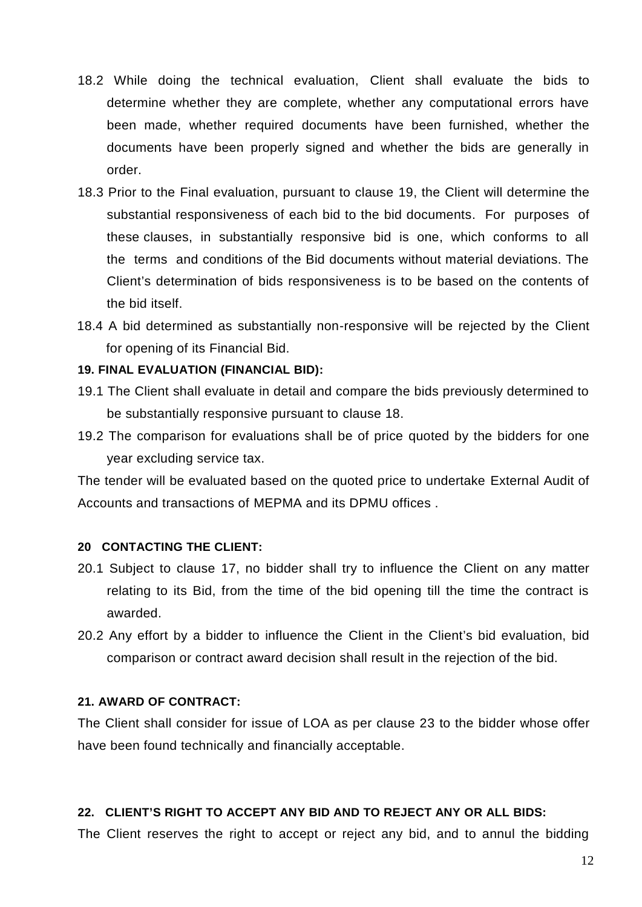18.2 While doing the technical evaluation, Client shall evaluate the bids to determine whether they are complete, whether any computational errors have been made, whether required documents have been furnished, whether the documents have been properly signed and whether the bids are generally in order.

18.3 Prior to the Final evaluation, pursuant to clause 19, the Client will determine the substantial responsiveness of each bid to the bid documents. For purposes of these clauses, in substantially responsive bid is one, which conforms to all the terms and conditions of the Bid documents without material deviations. The Client's determination of bids responsiveness is to be based on the contents of the bid itself.

18.4 A bid determined as substantially non-responsive will be rejected by the Client for opening of its Financial Bid.

**19. FINAL EVALUATION (FINANCIAL BID):**

19.1 The Client shall evaluate in detail and compare the bids previously determined to be substantially responsive pursuant to clause 18.

19.2 The comparison for evaluations shall be of price quoted by the bidders for one year excluding service tax.

The tender will be evaluated based on the quoted price to undertake External Audit of Accounts and transactions of MEPMA and its DPMU offices .

**20 CONTACTING THE CLIENT:**

20.1 Subject to clause 17, no bidder shall try to influence the Client on any matter relating to its Bid, from the time of the bid opening till the time the contract is awarded.

20.2 Any effort by a bidder to influence the Client in the Client's bid evaluation, bid comparison or contract award decision shall result in the rejection of the bid.

**21. AWARD OF CONTRACT:**

The Client shall consider for issue of LOA as per clause 23 to the bidder whose offer have been found technically and financially acceptable.

**22. CLIENT'S RIGHT TO ACCEPT ANY BID AND TO REJECT ANY OR ALL BIDS:**

The Client reserves the right to accept or reject any bid, and to annul the bidding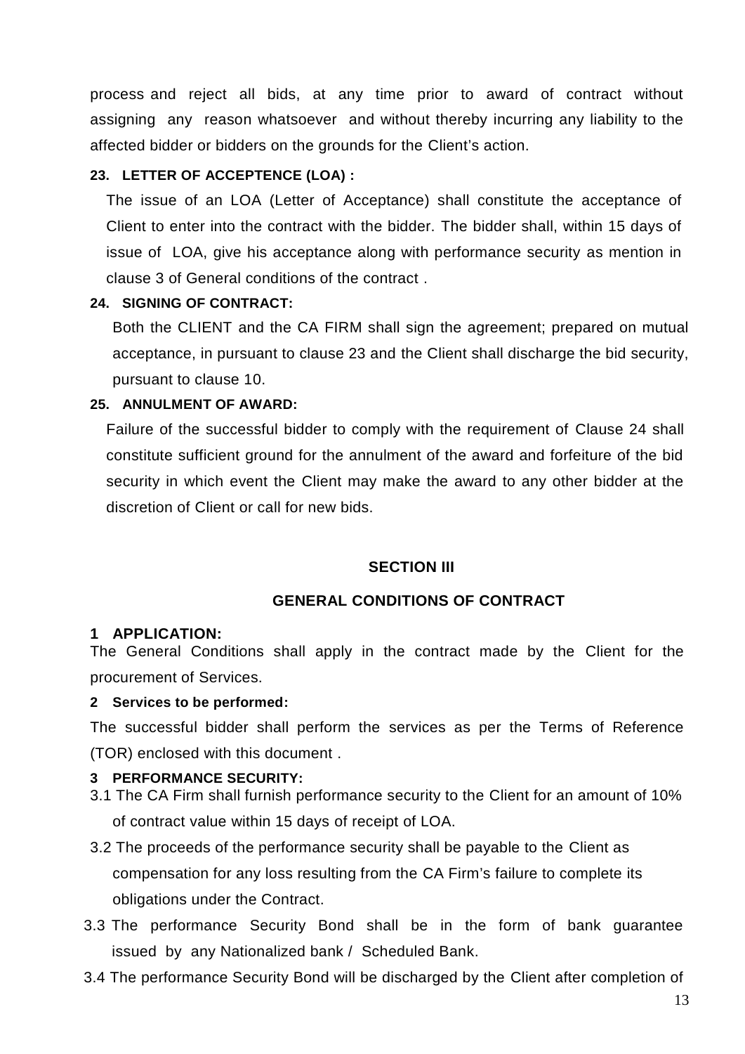process and reject all bids, at any time prior to award of contract without assigning any reason whatsoever and without thereby incurring any liability to the affected bidder or bidders on the grounds for the Client's action.

**23. LETTER OF ACCEPTENCE (LOA) :**

The issue of an LOA (Letter of Acceptance) shall constitute the acceptance of Client to enter into the contract with the bidder. The bidder shall, within 15 days of issue of LOA, give his acceptance along with performance security as mention in clause 3 of General conditions of the contract .

**24. SIGNING OF CONTRACT:**

Both the CLIENT and the CA FIRM shall sign the agreement; prepared on mutual acceptance, in pursuant to clause 23 and the Client shall discharge the bid security, pursuant to clause 10.

**25. ANNULMENT OF AWARD:**

Failure of the successful bidder to comply with the requirement of Clause 24 shall constitute sufficient ground for the annulment of the award and forfeiture of the bid security in which event the Client may make the award to any other bidder at the discretion of Client or call for new bids.

## SECTION III

## GENERAL CONDITIONS OF CONTRACT

**1 APPLICATION:**

The General Conditions shall apply in the contract made by the Client for the procurement of Services.

**2 Services to be performed:**

The successful bidder shall perform the services as per the Terms of Reference (TOR) enclosed with this document .

**3 PERFORMANCE SECURITY:**

3.1 The CA Firm shall furnish performance security to the Client for an amount of 10% of contract value within 15 days of receipt of LOA.

3.2 The proceeds of the performance security shall be payable to the Client as compensation for any loss resulting from the CA Firm's failure to complete its obligations under the Contract.

3.3 The performance Security Bond shall be in the form of bank guarantee issued by any Nationalized bank / Scheduled Bank.

3.4 The performance Security Bond will be discharged by the Client after completion of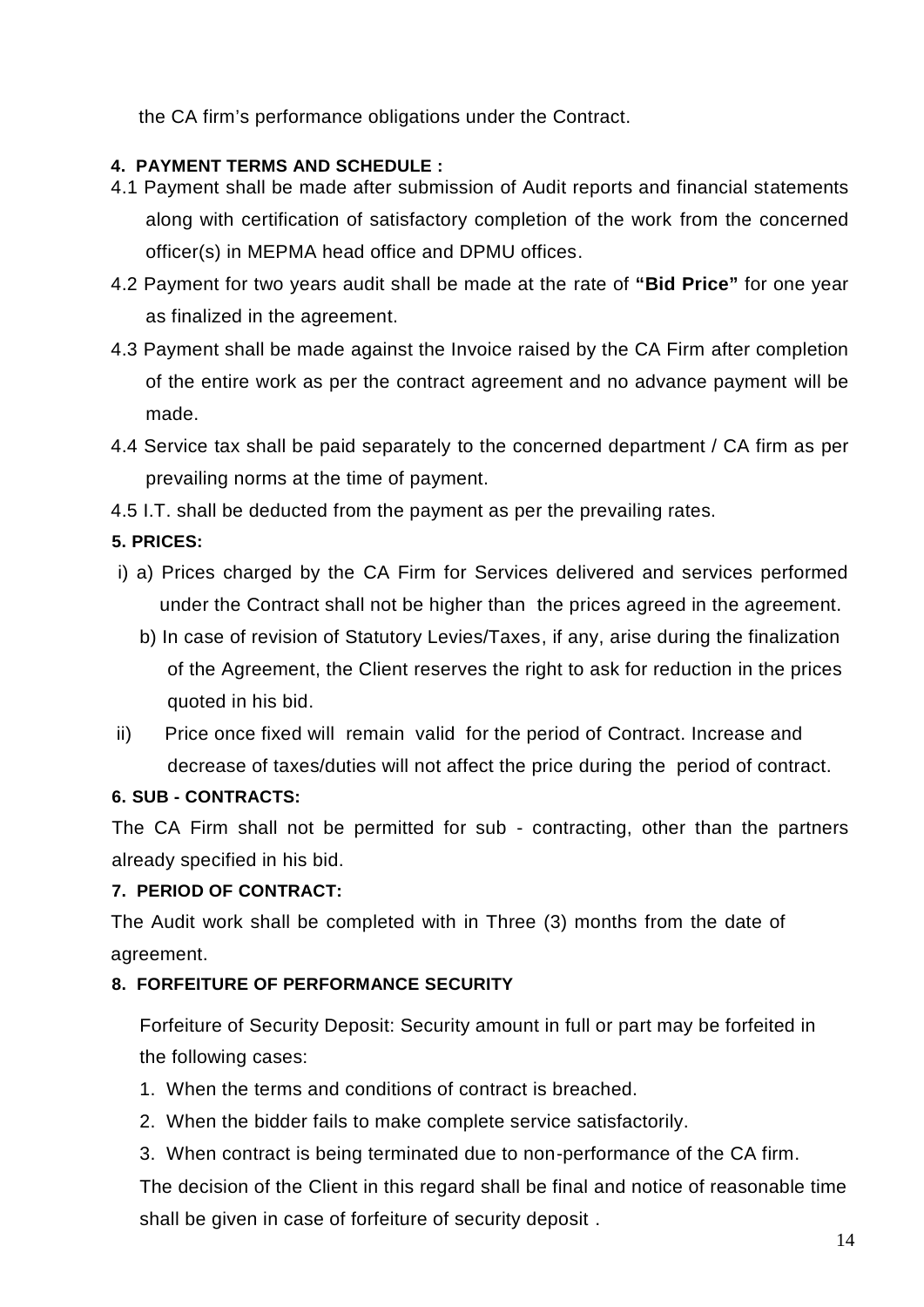the CA firm's performance obligations under the Contract.

**4. PAYMENT TERMS AND SCHEDULE :**

4.1 Payment shall be made after submission of Audit reports and financial statements along with certification of satisfactory completion of the work from the concerned officer(s) in MEPMA head office and DPMU offices.

4.2 Payment for two years audit shall be made at the rate of **"Bid Price"** for one year as finalized in the agreement.

4.3 Payment shall be made against the Invoice raised by the CA Firm after completion of the entire work as per the contract agreement and no advance payment will be made.

4.4 Service tax shall be paid separately to the concerned department / CA firm as per prevailing norms at the time of payment.

4.5 I.T. shall be deducted from the payment as per the prevailing rates.

**5. PRICES:**

i) a) Prices charged by the CA Firm for Services delivered and services performed under the Contract shall not be higher than the prices agreed in the agreement.

b) In case of revision of Statutory Levies/Taxes, if any, arise during the finalization of the Agreement, the Client reserves the right to ask for reduction in the prices quoted in his bid.

ii) Price once fixed will remain valid for the period of Contract. Increase and decrease of taxes/duties will not affect the price during the period of contract.

**6. SUB - CONTRACTS:**

The CA Firm shall not be permitted for sub - contracting, other than the partners already specified in his bid.

**7. PERIOD OF CONTRACT:**

The Audit work shall be completed with in Three (3) months from the date of agreement.

**8. FORFEITURE OF PERFORMANCE SECURITY**

Forfeiture of Security Deposit: Security amount in full or part may be forfeited in the following cases:

1. When the terms and conditions of contract is breached.
2. When the bidder fails to make complete service satisfactorily.
3. When contract is being terminated due to non-performance of the CA firm.

The decision of the Client in this regard shall be final and notice of reasonable time shall be given in case of forfeiture of security deposit .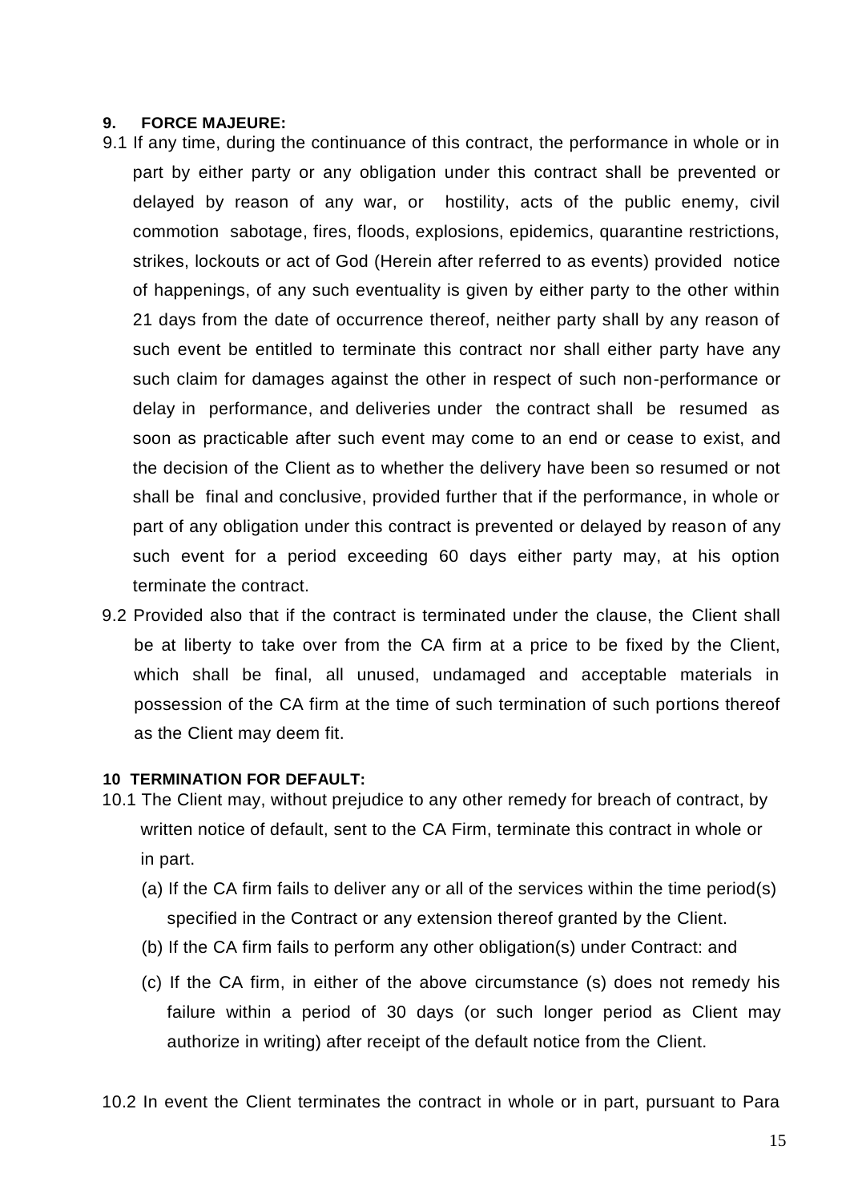**9. FORCE MAJEURE:**

9.1 If any time, during the continuance of this contract, the performance in whole or in part by either party or any obligation under this contract shall be prevented or delayed by reason of any war, or hostility, acts of the public enemy, civil commotion sabotage, fires, floods, explosions, epidemics, quarantine restrictions, strikes, lockouts or act of God (Herein after referred to as events) provided notice of happenings, of any such eventuality is given by either party to the other within 21 days from the date of occurrence thereof, neither party shall by any reason of such event be entitled to terminate this contract nor shall either party have any such claim for damages against the other in respect of such non-performance or delay in performance, and deliveries under the contract shall be resumed as soon as practicable after such event may come to an end or cease to exist, and the decision of the Client as to whether the delivery have been so resumed or not shall be final and conclusive, provided further that if the performance, in whole or part of any obligation under this contract is prevented or delayed by reason of any such event for a period exceeding 60 days either party may, at his option terminate the contract.

9.2 Provided also that if the contract is terminated under the clause, the Client shall be at liberty to take over from the CA firm at a price to be fixed by the Client, which shall be final, all unused, undamaged and acceptable materials in possession of the CA firm at the time of such termination of such portions thereof as the Client may deem fit.

**10 TERMINATION FOR DEFAULT:**

10.1 The Client may, without prejudice to any other remedy for breach of contract, by written notice of default, sent to the CA Firm, terminate this contract in whole or in part.

(a) If the CA firm fails to deliver any or all of the services within the time period(s) specified in the Contract or any extension thereof granted by the Client.

(b) If the CA firm fails to perform any other obligation(s) under Contract: and

(c) If the CA firm, in either of the above circumstance (s) does not remedy his failure within a period of 30 days (or such longer period as Client may authorize in writing) after receipt of the default notice from the Client.

10.2 In event the Client terminates the contract in whole or in part, pursuant to Para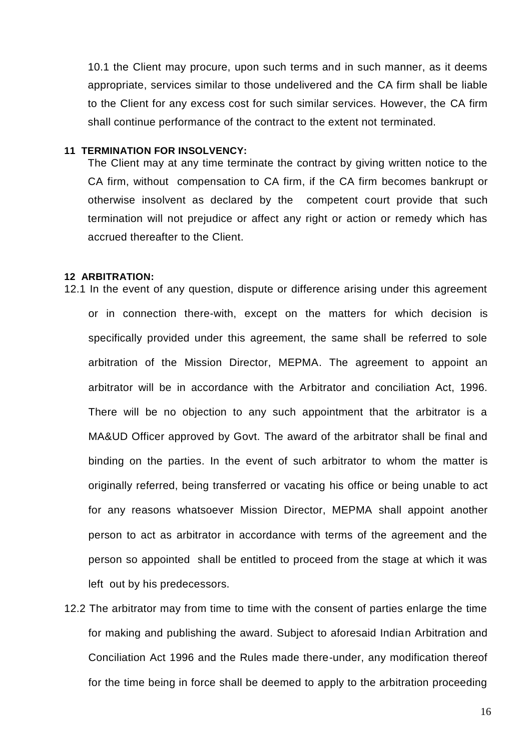10.1 the Client may procure, upon such terms and in such manner, as it deems appropriate, services similar to those undelivered and the CA firm shall be liable to the Client for any excess cost for such similar services. However, the CA firm shall continue performance of the contract to the extent not terminated.

**11 TERMINATION FOR INSOLVENCY:**

The Client may at any time terminate the contract by giving written notice to the CA firm, without compensation to CA firm, if the CA firm becomes bankrupt or otherwise insolvent as declared by the competent court provide that such termination will not prejudice or affect any right or action or remedy which has accrued thereafter to the Client.

**12 ARBITRATION:**

12.1 In the event of any question, dispute or difference arising under this agreement or in connection there-with, except on the matters for which decision is specifically provided under this agreement, the same shall be referred to sole arbitration of the Mission Director, MEPMA. The agreement to appoint an arbitrator will be in accordance with the Arbitrator and conciliation Act, 1996. There will be no objection to any such appointment that the arbitrator is a MA&UD Officer approved by Govt. The award of the arbitrator shall be final and binding on the parties. In the event of such arbitrator to whom the matter is originally referred, being transferred or vacating his office or being unable to act for any reasons whatsoever Mission Director, MEPMA shall appoint another person to act as arbitrator in accordance with terms of the agreement and the person so appointed shall be entitled to proceed from the stage at which it was left out by his predecessors.

12.2 The arbitrator may from time to time with the consent of parties enlarge the time for making and publishing the award. Subject to aforesaid Indian Arbitration and Conciliation Act 1996 and the Rules made there-under, any modification thereof for the time being in force shall be deemed to apply to the arbitration proceeding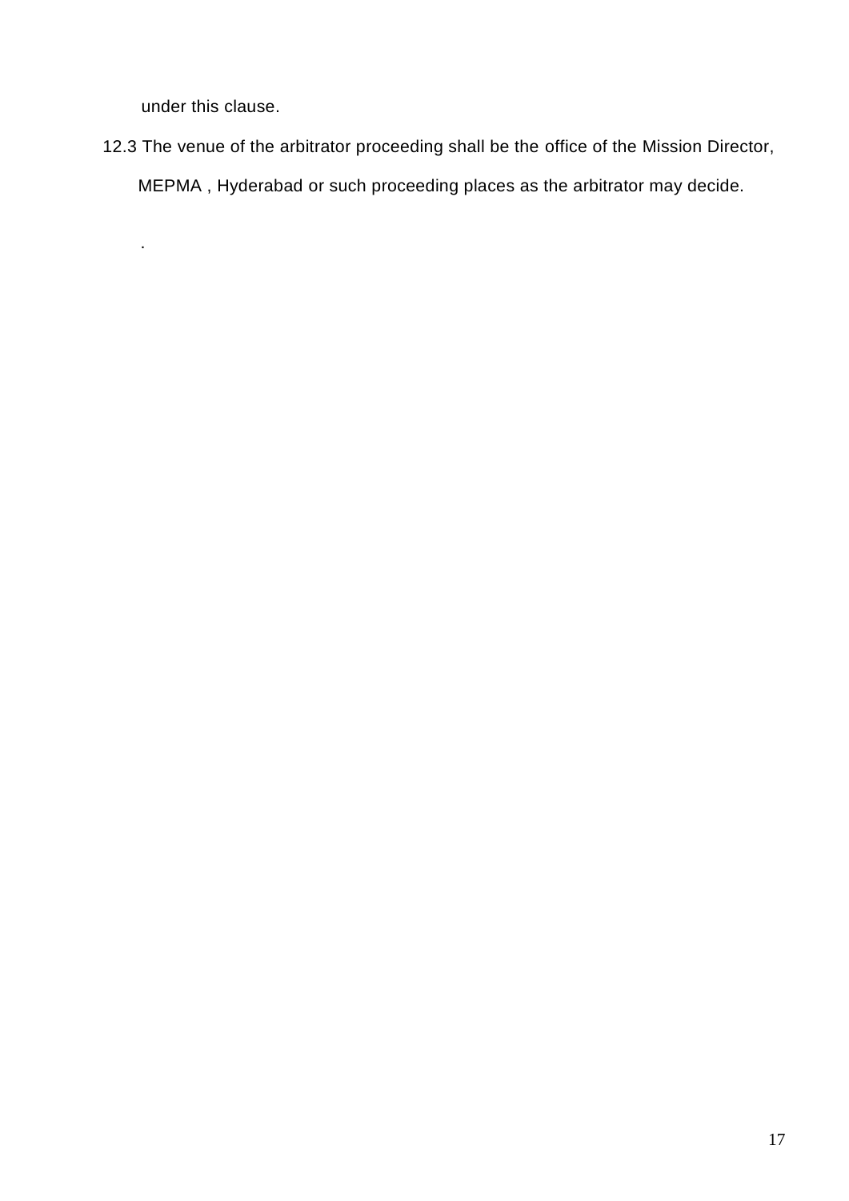under this clause.

12.3 The venue of the arbitrator proceeding shall be the office of the Mission Director, MEPMA , Hyderabad or such proceeding places as the arbitrator may decide.

.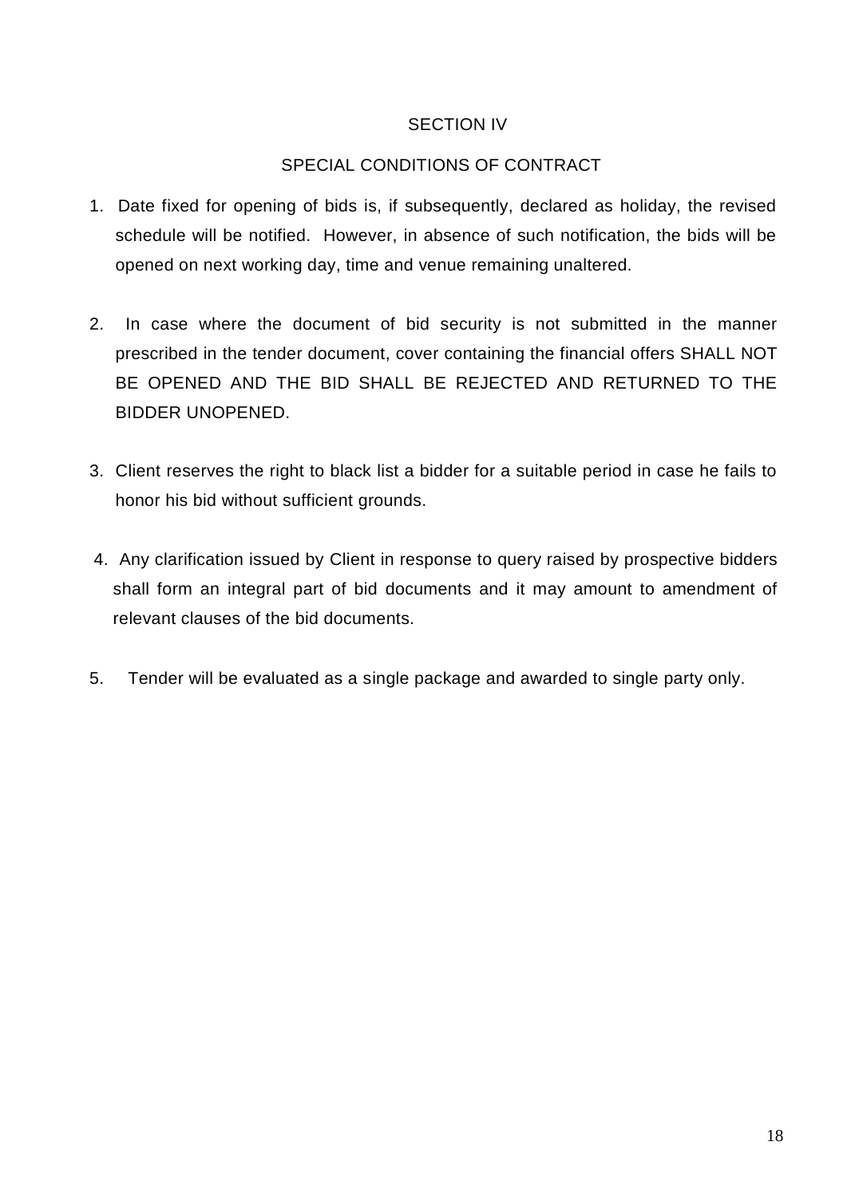# SECTION IV

## SPECIAL CONDITIONS OF CONTRACT

1. Date fixed for opening of bids is, if subsequently, declared as holiday, the revised schedule will be notified. However, in absence of such notification, the bids will be opened on next working day, time and venue remaining unaltered.

2. In case where the document of bid security is not submitted in the manner prescribed in the tender document, cover containing the financial offers SHALL NOT BE OPENED AND THE BID SHALL BE REJECTED AND RETURNED TO THE BIDDER UNOPENED.

3. Client reserves the right to black list a bidder for a suitable period in case he fails to honor his bid without sufficient grounds.

4. Any clarification issued by Client in response to query raised by prospective bidders shall form an integral part of bid documents and it may amount to amendment of relevant clauses of the bid documents.

5. Tender will be evaluated as a single package and awarded to single party only.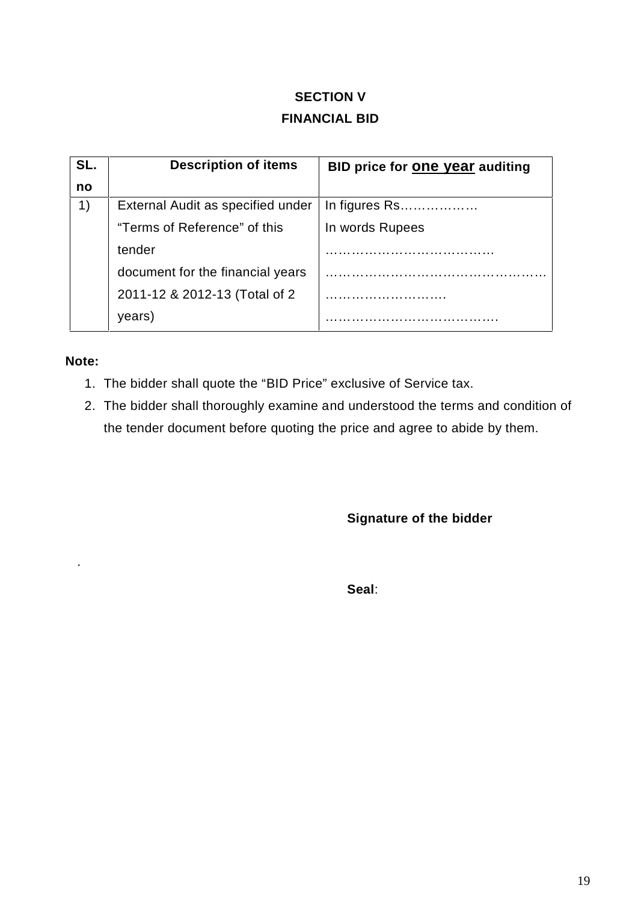# SECTION V

## FINANCIAL BID

| SL. no | Description of items | BID price for <u>**one year**</u> auditing |
|---|---|---|
| 1) | External Audit as specified under “Terms of Reference” of this tender document for the financial years 2011-12 & 2012-13 (Total of 2 years) | In figures Rs……………… In words Rupees ………………………………… …………………………………………… ………………………. …………………………………. |

**Note:**

1. The bidder shall quote the “BID Price” exclusive of Service tax.
2. The bidder shall thoroughly examine and understood the terms and condition of the tender document before quoting the price and agree to abide by them.

**Signature of the bidder**

.

**Seal**: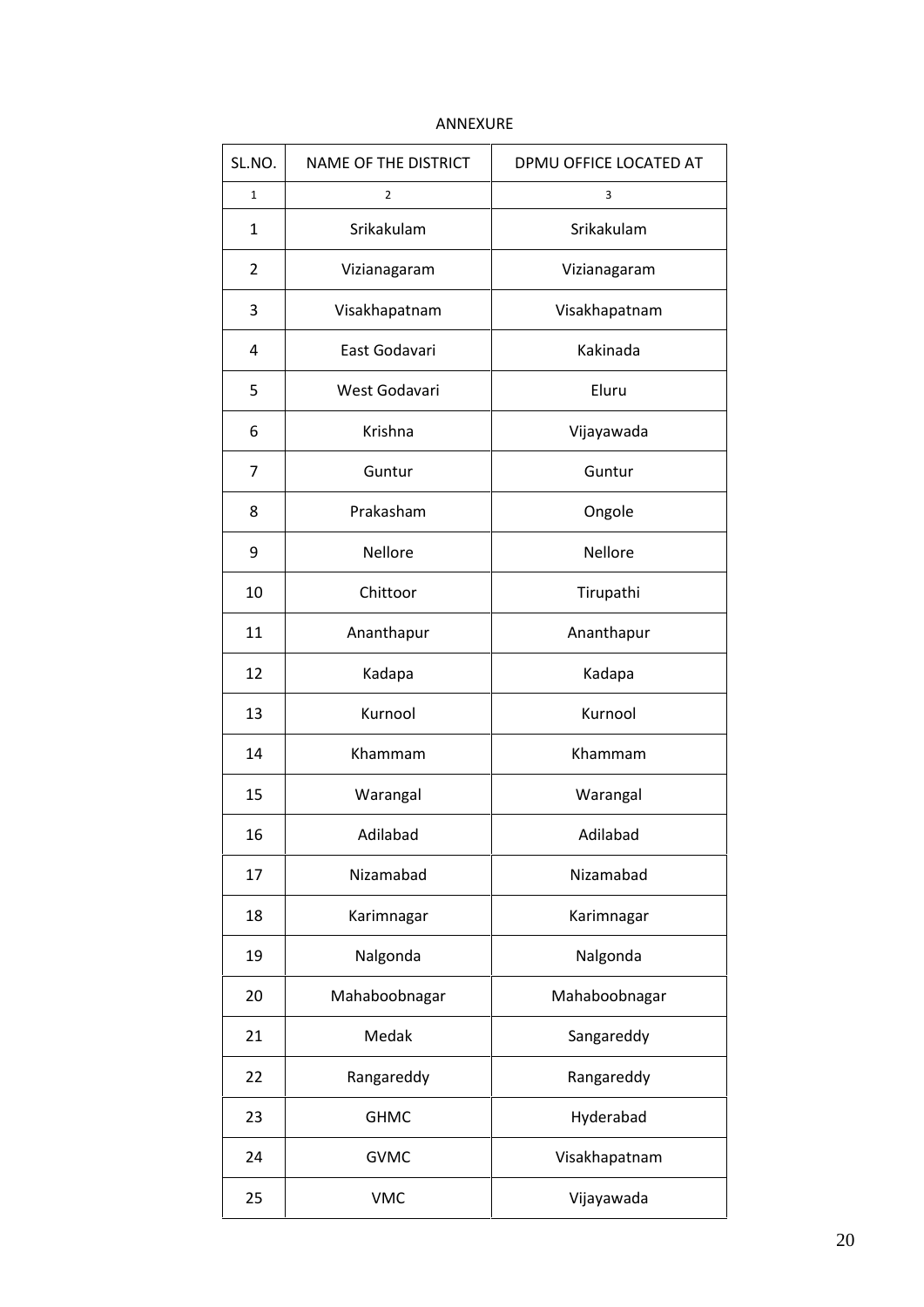ANNEXURE

| SL.NO. | NAME OF THE DISTRICT | DPMU OFFICE LOCATED AT |
|---|---|---|
| 1 | 2 | 3 |
| 1 | Srikakulam | Srikakulam |
| 2 | Vizianagaram | Vizianagaram |
| 3 | Visakhapatnam | Visakhapatnam |
| 4 | East Godavari | Kakinada |
| 5 | West Godavari | Eluru |
| 6 | Krishna | Vijayawada |
| 7 | Guntur | Guntur |
| 8 | Prakasham | Ongole |
| 9 | Nellore | Nellore |
| 10 | Chittoor | Tirupathi |
| 11 | Ananthapur | Ananthapur |
| 12 | Kadapa | Kadapa |
| 13 | Kurnool | Kurnool |
| 14 | Khammam | Khammam |
| 15 | Warangal | Warangal |
| 16 | Adilabad | Adilabad |
| 17 | Nizamabad | Nizamabad |
| 18 | Karimnagar | Karimnagar |
| 19 | Nalgonda | Nalgonda |
| 20 | Mahaboobnagar | Mahaboobnagar |
| 21 | Medak | Sangareddy |
| 22 | Rangareddy | Rangareddy |
| 23 | GHMC | Hyderabad |
| 24 | GVMC | Visakhapatnam |
| 25 | VMC | Vijayawada |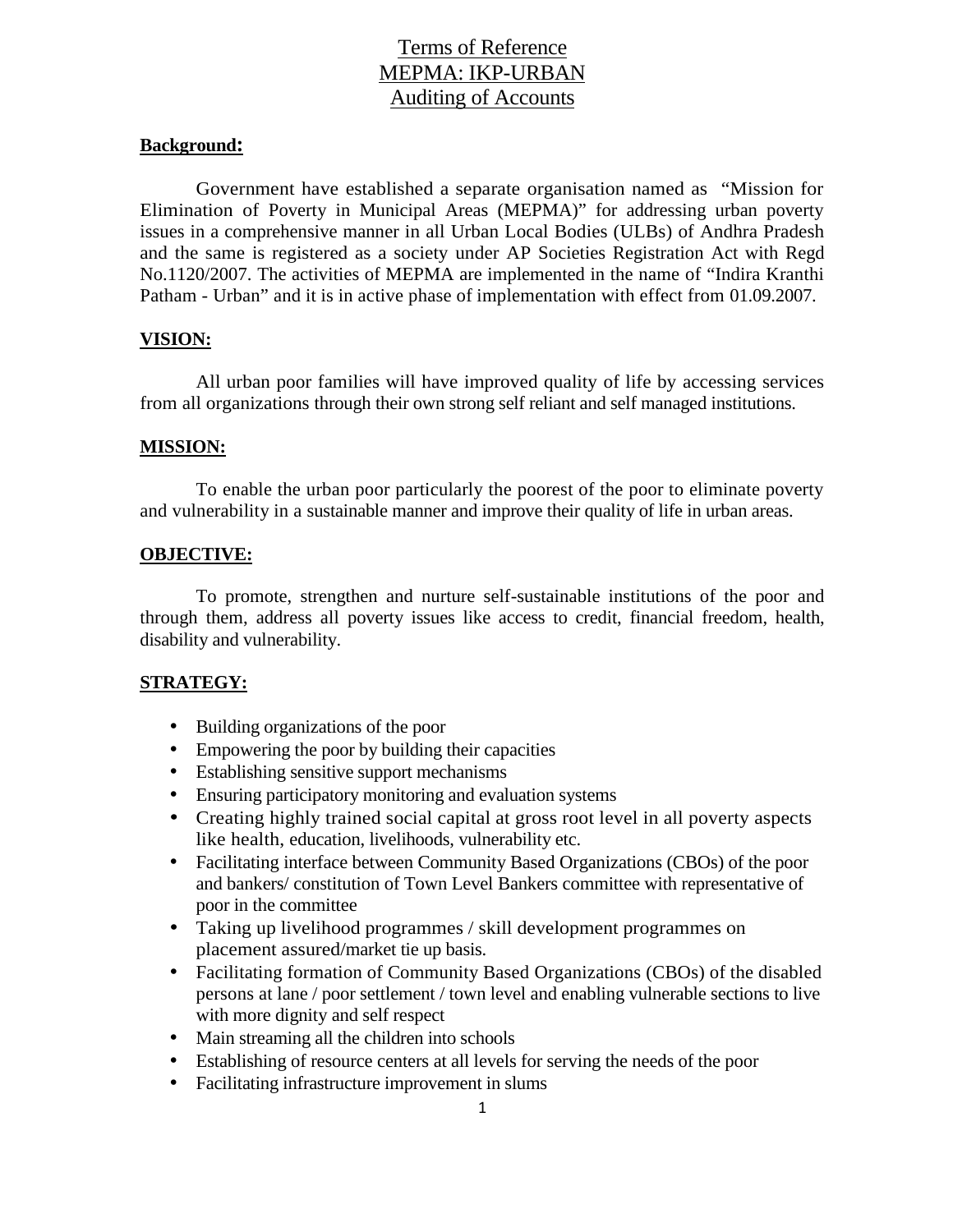# Terms of Reference
# MEPMA: IKP-URBAN
# Auditing of Accounts

**Background:**

Government have established a separate organisation named as "Mission for Elimination of Poverty in Municipal Areas (MEPMA)" for addressing urban poverty issues in a comprehensive manner in all Urban Local Bodies (ULBs) of Andhra Pradesh and the same is registered as a society under AP Societies Registration Act with Regd No.1120/2007. The activities of MEPMA are implemented in the name of "Indira Kranthi Patham - Urban" and it is in active phase of implementation with effect from 01.09.2007.

**VISION:**

All urban poor families will have improved quality of life by accessing services from all organizations through their own strong self reliant and self managed institutions.

**MISSION:**

To enable the urban poor particularly the poorest of the poor to eliminate poverty and vulnerability in a sustainable manner and improve their quality of life in urban areas.

**OBJECTIVE:**

To promote, strengthen and nurture self-sustainable institutions of the poor and through them, address all poverty issues like access to credit, financial freedom, health, disability and vulnerability.

**STRATEGY:**

- Building organizations of the poor
- Empowering the poor by building their capacities
- Establishing sensitive support mechanisms
- Ensuring participatory monitoring and evaluation systems
- Creating highly trained social capital at gross root level in all poverty aspects like health, education, livelihoods, vulnerability etc.
- Facilitating interface between Community Based Organizations (CBOs) of the poor and bankers/ constitution of Town Level Bankers committee with representative of poor in the committee
- Taking up livelihood programmes / skill development programmes on placement assured/market tie up basis.
- Facilitating formation of Community Based Organizations (CBOs) of the disabled persons at lane / poor settlement / town level and enabling vulnerable sections to live with more dignity and self respect
- Main streaming all the children into schools
- Establishing of resource centers at all levels for serving the needs of the poor
- Facilitating infrastructure improvement in slums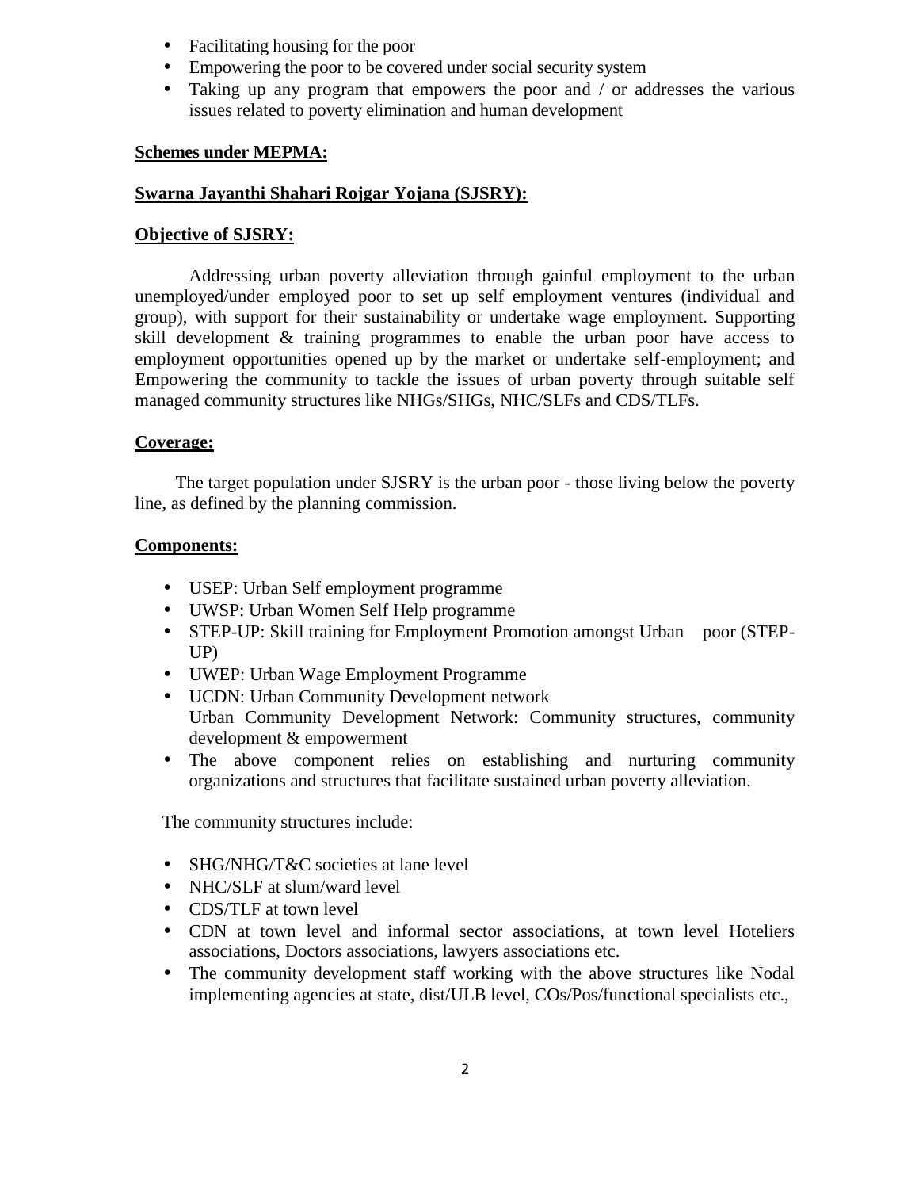- Facilitating housing for the poor
- Empowering the poor to be covered under social security system
- Taking up any program that empowers the poor and / or addresses the various issues related to poverty elimination and human development

**Schemes under MEPMA:**

**Swarna Jayanthi Shahari Rojgar Yojana (SJSRY):**

**Objective of SJSRY:**

Addressing urban poverty alleviation through gainful employment to the urban unemployed/under employed poor to set up self employment ventures (individual and group), with support for their sustainability or undertake wage employment. Supporting skill development & training programmes to enable the urban poor have access to employment opportunities opened up by the market or undertake self-employment; and Empowering the community to tackle the issues of urban poverty through suitable self managed community structures like NHGs/SHGs, NHC/SLFs and CDS/TLFs.

**Coverage:**

The target population under SJSRY is the urban poor - those living below the poverty line, as defined by the planning commission.

**Components:**

- USEP: Urban Self employment programme
- UWSP: Urban Women Self Help programme
- STEP-UP: Skill training for Employment Promotion amongst Urban poor (STEP-UP)
- UWEP: Urban Wage Employment Programme
- UCDN: Urban Community Development network
  Urban Community Development Network: Community structures, community development & empowerment
- The above component relies on establishing and nurturing community organizations and structures that facilitate sustained urban poverty alleviation.

The community structures include:

- SHG/NHG/T&C societies at lane level
- NHC/SLF at slum/ward level
- CDS/TLF at town level
- CDN at town level and informal sector associations, at town level Hoteliers associations, Doctors associations, lawyers associations etc.
- The community development staff working with the above structures like Nodal implementing agencies at state, dist/ULB level, COs/Pos/functional specialists etc.,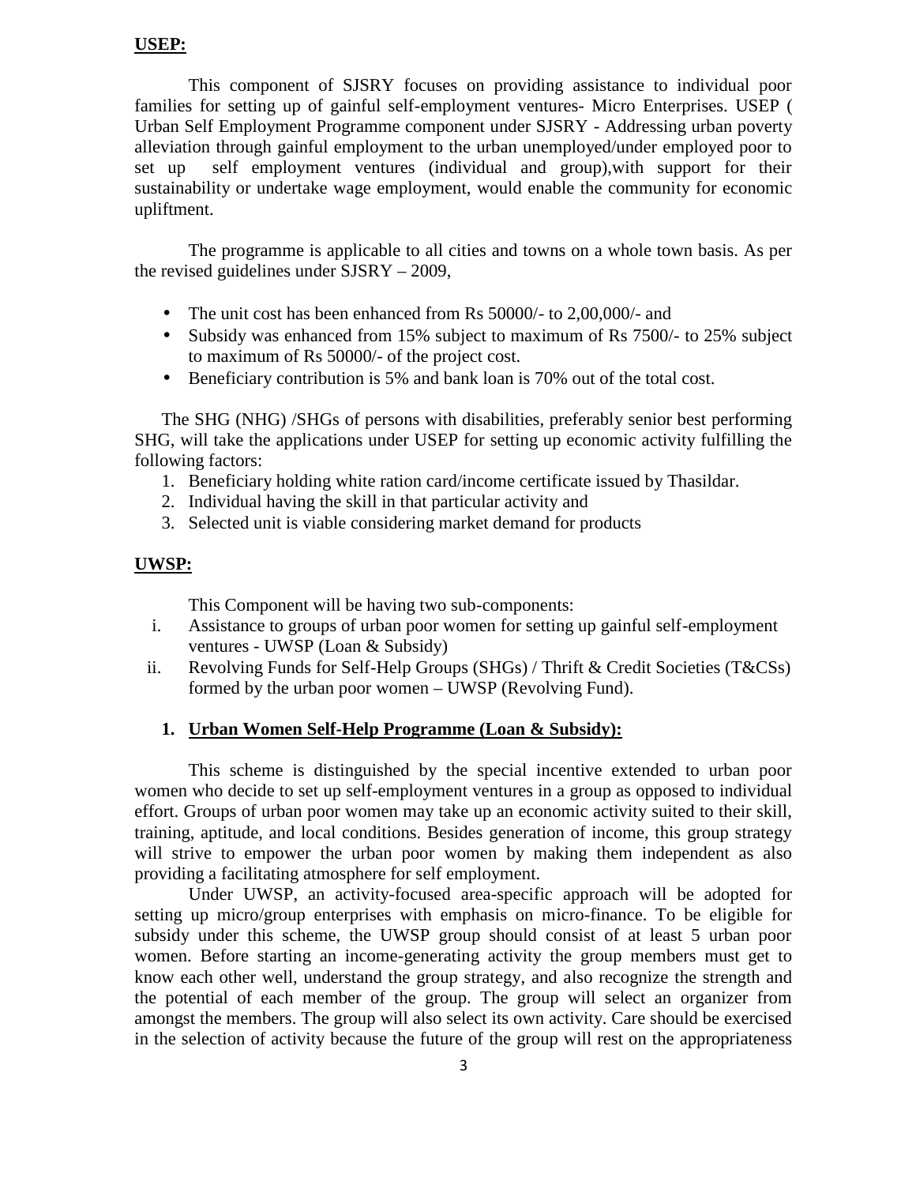**USEP:**

This component of SJSRY focuses on providing assistance to individual poor families for setting up of gainful self-employment ventures- Micro Enterprises. USEP ( Urban Self Employment Programme component under SJSRY - Addressing urban poverty alleviation through gainful employment to the urban unemployed/under employed poor to set up self employment ventures (individual and group),with support for their sustainability or undertake wage employment, would enable the community for economic upliftment.

The programme is applicable to all cities and towns on a whole town basis. As per the revised guidelines under SJSRY – 2009,

- The unit cost has been enhanced from Rs 50000/- to 2,00,000/- and
- Subsidy was enhanced from 15% subject to maximum of Rs 7500/- to 25% subject to maximum of Rs 50000/- of the project cost.
- Beneficiary contribution is 5% and bank loan is 70% out of the total cost.

The SHG (NHG) /SHGs of persons with disabilities, preferably senior best performing SHG, will take the applications under USEP for setting up economic activity fulfilling the following factors:

1. Beneficiary holding white ration card/income certificate issued by Thasildar.
2. Individual having the skill in that particular activity and
3. Selected unit is viable considering market demand for products

**UWSP:**

This Component will be having two sub-components:

i. Assistance to groups of urban poor women for setting up gainful self-employment ventures - UWSP (Loan & Subsidy)
ii. Revolving Funds for Self-Help Groups (SHGs) / Thrift & Credit Societies (T&CSs) formed by the urban poor women – UWSP (Revolving Fund).

**1. Urban Women Self-Help Programme (Loan & Subsidy):**

This scheme is distinguished by the special incentive extended to urban poor women who decide to set up self-employment ventures in a group as opposed to individual effort. Groups of urban poor women may take up an economic activity suited to their skill, training, aptitude, and local conditions. Besides generation of income, this group strategy will strive to empower the urban poor women by making them independent as also providing a facilitating atmosphere for self employment.

Under UWSP, an activity-focused area-specific approach will be adopted for setting up micro/group enterprises with emphasis on micro-finance. To be eligible for subsidy under this scheme, the UWSP group should consist of at least 5 urban poor women. Before starting an income-generating activity the group members must get to know each other well, understand the group strategy, and also recognize the strength and the potential of each member of the group. The group will select an organizer from amongst the members. The group will also select its own activity. Care should be exercised in the selection of activity because the future of the group will rest on the appropriateness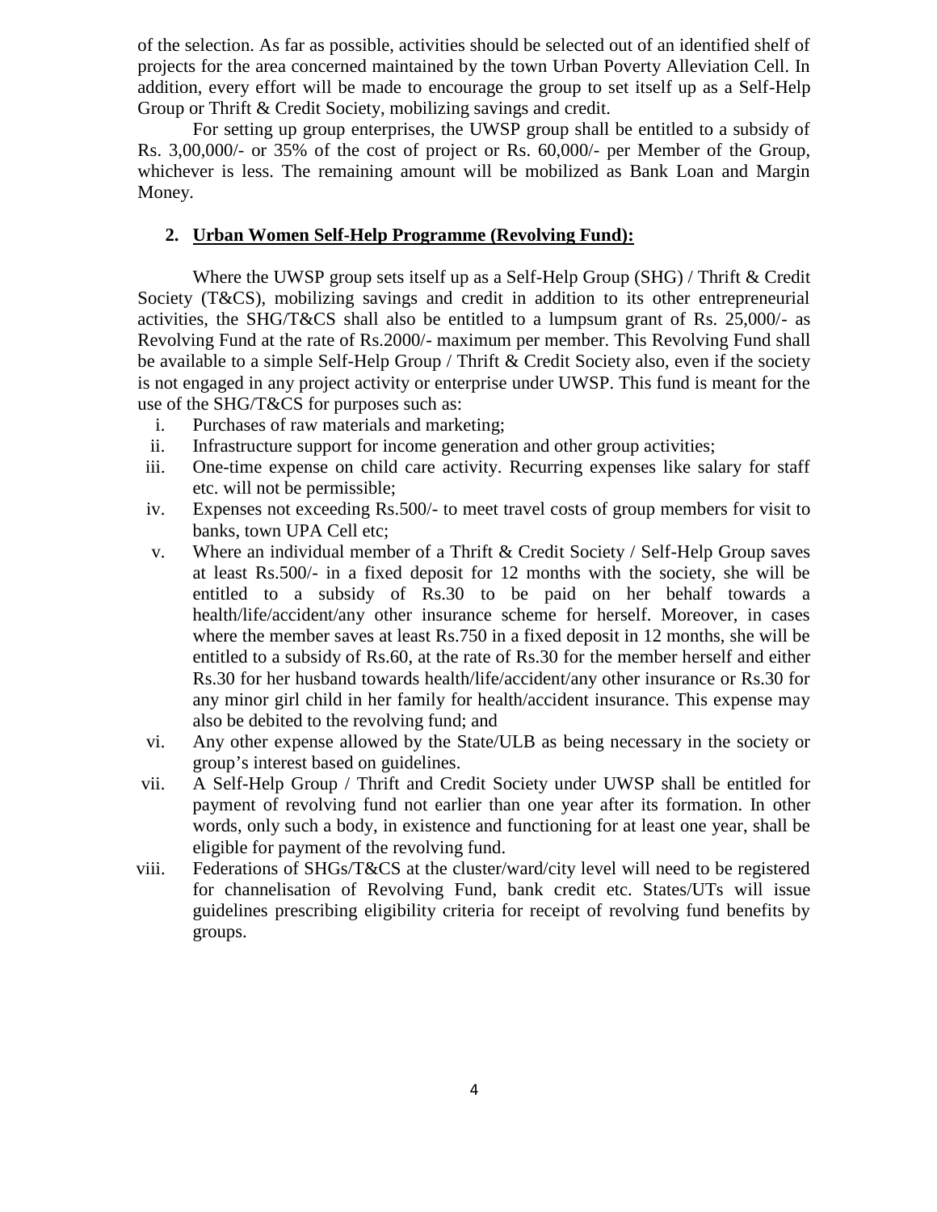of the selection. As far as possible, activities should be selected out of an identified shelf of projects for the area concerned maintained by the town Urban Poverty Alleviation Cell. In addition, every effort will be made to encourage the group to set itself up as a Self-Help Group or Thrift & Credit Society, mobilizing savings and credit.

For setting up group enterprises, the UWSP group shall be entitled to a subsidy of Rs. 3,00,000/- or 35% of the cost of project or Rs. 60,000/- per Member of the Group, whichever is less. The remaining amount will be mobilized as Bank Loan and Margin Money.

## 2. Urban Women Self-Help Programme (Revolving Fund):

Where the UWSP group sets itself up as a Self-Help Group (SHG) / Thrift & Credit Society (T&CS), mobilizing savings and credit in addition to its other entrepreneurial activities, the SHG/T&CS shall also be entitled to a lumpsum grant of Rs. 25,000/- as Revolving Fund at the rate of Rs.2000/- maximum per member. This Revolving Fund shall be available to a simple Self-Help Group / Thrift & Credit Society also, even if the society is not engaged in any project activity or enterprise under UWSP. This fund is meant for the use of the SHG/T&CS for purposes such as:

i. Purchases of raw materials and marketing;

ii. Infrastructure support for income generation and other group activities;

iii. One-time expense on child care activity. Recurring expenses like salary for staff etc. will not be permissible;

iv. Expenses not exceeding Rs.500/- to meet travel costs of group members for visit to banks, town UPA Cell etc;

v. Where an individual member of a Thrift & Credit Society / Self-Help Group saves at least Rs.500/- in a fixed deposit for 12 months with the society, she will be entitled to a subsidy of Rs.30 to be paid on her behalf towards a health/life/accident/any other insurance scheme for herself. Moreover, in cases where the member saves at least Rs.750 in a fixed deposit in 12 months, she will be entitled to a subsidy of Rs.60, at the rate of Rs.30 for the member herself and either Rs.30 for her husband towards health/life/accident/any other insurance or Rs.30 for any minor girl child in her family for health/accident insurance. This expense may also be debited to the revolving fund; and

vi. Any other expense allowed by the State/ULB as being necessary in the society or group's interest based on guidelines.

vii. A Self-Help Group / Thrift and Credit Society under UWSP shall be entitled for payment of revolving fund not earlier than one year after its formation. In other words, only such a body, in existence and functioning for at least one year, shall be eligible for payment of the revolving fund.

viii. Federations of SHGs/T&CS at the cluster/ward/city level will need to be registered for channelisation of Revolving Fund, bank credit etc. States/UTs will issue guidelines prescribing eligibility criteria for receipt of revolving fund benefits by groups.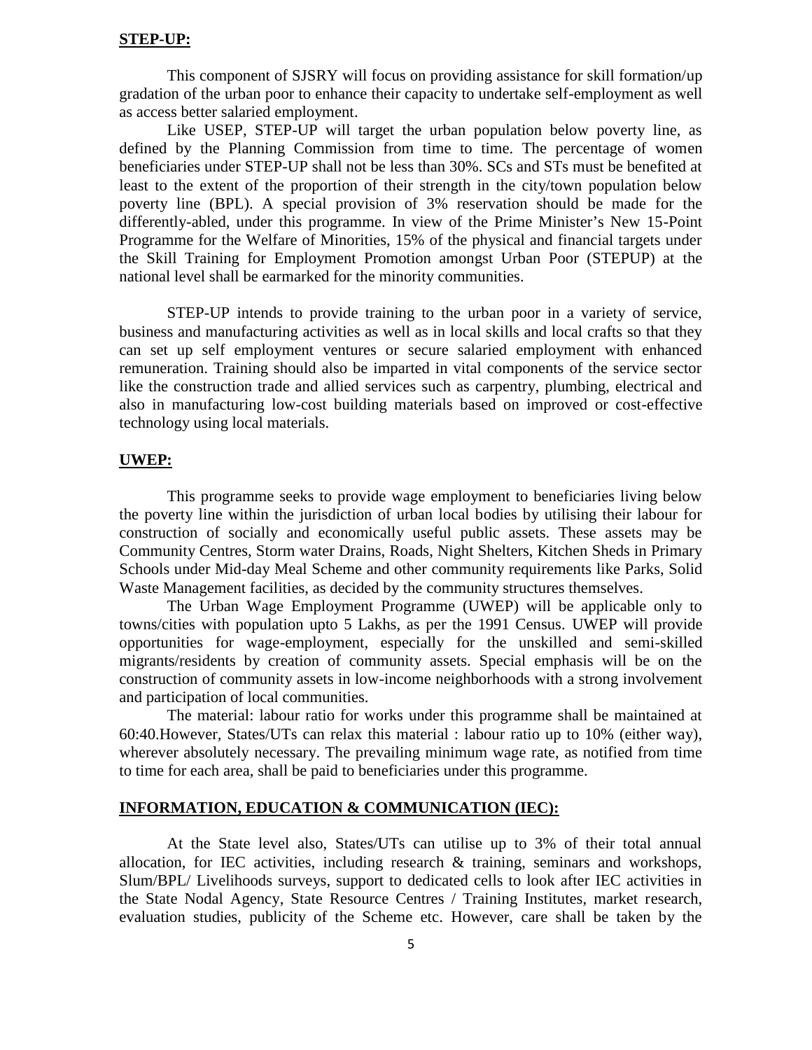**STEP-UP:**

This component of SJSRY will focus on providing assistance for skill formation/up gradation of the urban poor to enhance their capacity to undertake self-employment as well as access better salaried employment.

Like USEP, STEP-UP will target the urban population below poverty line, as defined by the Planning Commission from time to time. The percentage of women beneficiaries under STEP-UP shall not be less than 30%. SCs and STs must be benefited at least to the extent of the proportion of their strength in the city/town population below poverty line (BPL). A special provision of 3% reservation should be made for the differently-abled, under this programme. In view of the Prime Minister's New 15-Point Programme for the Welfare of Minorities, 15% of the physical and financial targets under the Skill Training for Employment Promotion amongst Urban Poor (STEPUP) at the national level shall be earmarked for the minority communities.

STEP-UP intends to provide training to the urban poor in a variety of service, business and manufacturing activities as well as in local skills and local crafts so that they can set up self employment ventures or secure salaried employment with enhanced remuneration. Training should also be imparted in vital components of the service sector like the construction trade and allied services such as carpentry, plumbing, electrical and also in manufacturing low-cost building materials based on improved or cost-effective technology using local materials.

**UWEP:**

This programme seeks to provide wage employment to beneficiaries living below the poverty line within the jurisdiction of urban local bodies by utilising their labour for construction of socially and economically useful public assets. These assets may be Community Centres, Storm water Drains, Roads, Night Shelters, Kitchen Sheds in Primary Schools under Mid-day Meal Scheme and other community requirements like Parks, Solid Waste Management facilities, as decided by the community structures themselves.

The Urban Wage Employment Programme (UWEP) will be applicable only to towns/cities with population upto 5 Lakhs, as per the 1991 Census. UWEP will provide opportunities for wage-employment, especially for the unskilled and semi-skilled migrants/residents by creation of community assets. Special emphasis will be on the construction of community assets in low-income neighborhoods with a strong involvement and participation of local communities.

The material: labour ratio for works under this programme shall be maintained at 60:40.However, States/UTs can relax this material : labour ratio up to 10% (either way), wherever absolutely necessary. The prevailing minimum wage rate, as notified from time to time for each area, shall be paid to beneficiaries under this programme.

**INFORMATION, EDUCATION & COMMUNICATION (IEC):**

At the State level also, States/UTs can utilise up to 3% of their total annual allocation, for IEC activities, including research & training, seminars and workshops, Slum/BPL/ Livelihoods surveys, support to dedicated cells to look after IEC activities in the State Nodal Agency, State Resource Centres / Training Institutes, market research, evaluation studies, publicity of the Scheme etc. However, care shall be taken by the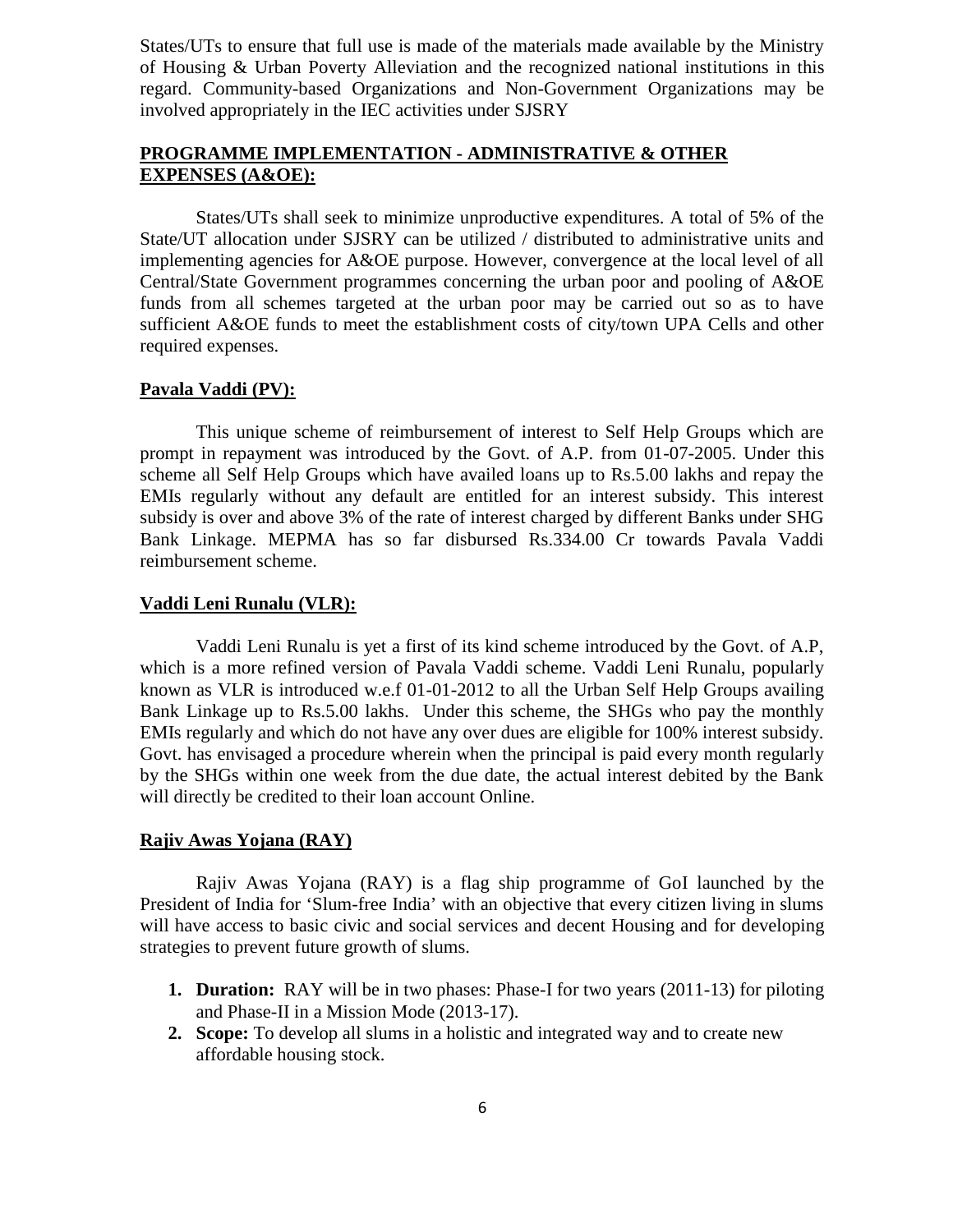States/UTs to ensure that full use is made of the materials made available by the Ministry of Housing & Urban Poverty Alleviation and the recognized national institutions in this regard. Community-based Organizations and Non-Government Organizations may be involved appropriately in the IEC activities under SJSRY

## PROGRAMME IMPLEMENTATION - ADMINISTRATIVE & OTHER EXPENSES (A&OE):

States/UTs shall seek to minimize unproductive expenditures. A total of 5% of the State/UT allocation under SJSRY can be utilized / distributed to administrative units and implementing agencies for A&OE purpose. However, convergence at the local level of all Central/State Government programmes concerning the urban poor and pooling of A&OE funds from all schemes targeted at the urban poor may be carried out so as to have sufficient A&OE funds to meet the establishment costs of city/town UPA Cells and other required expenses.

## Pavala Vaddi (PV):

This unique scheme of reimbursement of interest to Self Help Groups which are prompt in repayment was introduced by the Govt. of A.P. from 01-07-2005. Under this scheme all Self Help Groups which have availed loans up to Rs.5.00 lakhs and repay the EMIs regularly without any default are entitled for an interest subsidy. This interest subsidy is over and above 3% of the rate of interest charged by different Banks under SHG Bank Linkage. MEPMA has so far disbursed Rs.334.00 Cr towards Pavala Vaddi reimbursement scheme.

## Vaddi Leni Runalu (VLR):

Vaddi Leni Runalu is yet a first of its kind scheme introduced by the Govt. of A.P, which is a more refined version of Pavala Vaddi scheme. Vaddi Leni Runalu, popularly known as VLR is introduced w.e.f 01-01-2012 to all the Urban Self Help Groups availing Bank Linkage up to Rs.5.00 lakhs. Under this scheme, the SHGs who pay the monthly EMIs regularly and which do not have any over dues are eligible for 100% interest subsidy. Govt. has envisaged a procedure wherein when the principal is paid every month regularly by the SHGs within one week from the due date, the actual interest debited by the Bank will directly be credited to their loan account Online.

## Rajiv Awas Yojana (RAY)

Rajiv Awas Yojana (RAY) is a flag ship programme of GoI launched by the President of India for 'Slum-free India' with an objective that every citizen living in slums will have access to basic civic and social services and decent Housing and for developing strategies to prevent future growth of slums.

1. **Duration:** RAY will be in two phases: Phase-I for two years (2011-13) for piloting and Phase-II in a Mission Mode (2013-17).
2. **Scope:** To develop all slums in a holistic and integrated way and to create new affordable housing stock.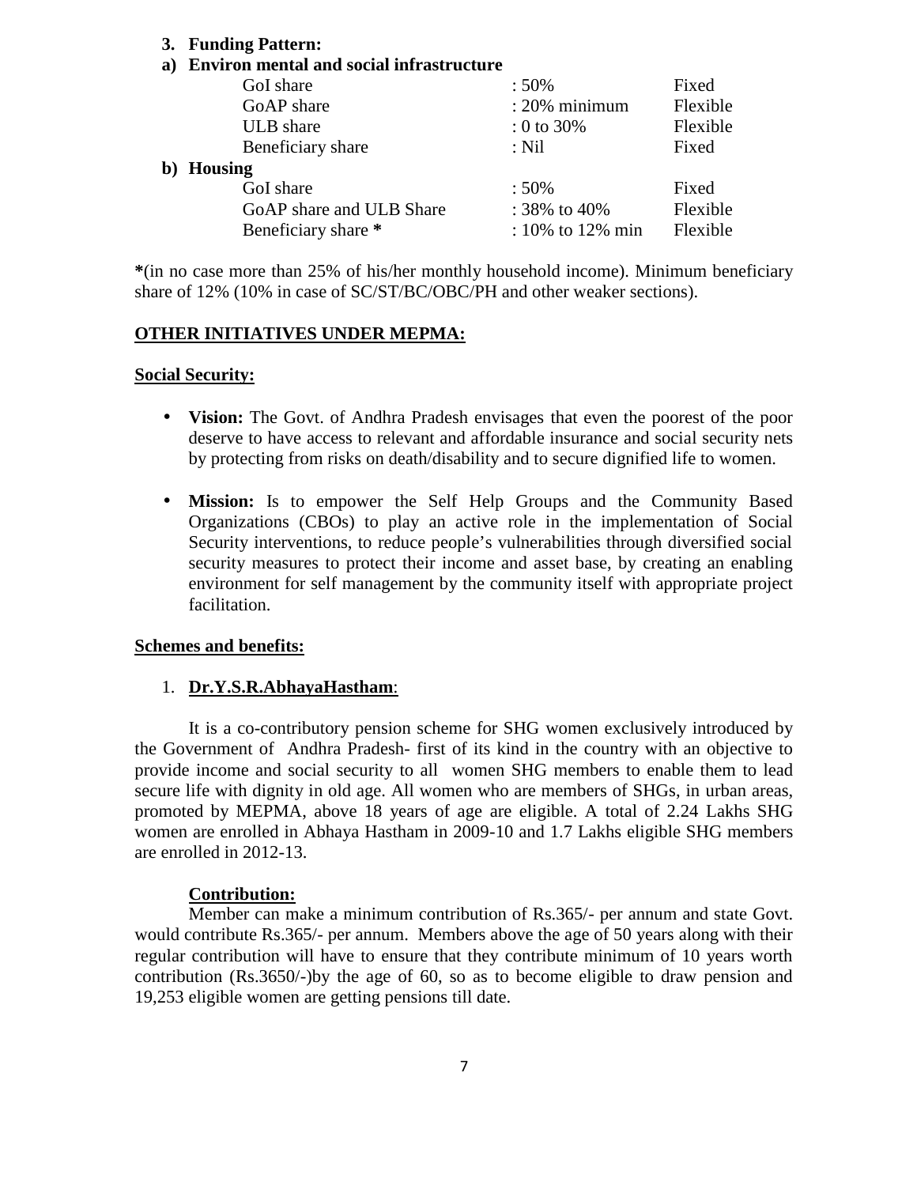**3. Funding Pattern:**

**a) Environ mental and social infrastructure**

| | | |
|---|---|---|
| GoI share | : 50% | Fixed |
| GoAP share | : 20% minimum | Flexible |
| ULB share | : 0 to 30% | Flexible |
| Beneficiary share | : Nil | Fixed |

**b) Housing**

| | | |
|---|---|---|
| GoI share | : 50% | Fixed |
| GoAP share and ULB Share | : 38% to 40% | Flexible |
| Beneficiary share * | : 10% to 12% min | Flexible |

*(in no case more than 25% of his/her monthly household income). Minimum beneficiary share of 12% (10% in case of SC/ST/BC/OBC/PH and other weaker sections).

## OTHER INITIATIVES UNDER MEPMA:

### Social Security:

- **Vision:** The Govt. of Andhra Pradesh envisages that even the poorest of the poor deserve to have access to relevant and affordable insurance and social security nets by protecting from risks on death/disability and to secure dignified life to women.

- **Mission:** Is to empower the Self Help Groups and the Community Based Organizations (CBOs) to play an active role in the implementation of Social Security interventions, to reduce people's vulnerabilities through diversified social security measures to protect their income and asset base, by creating an enabling environment for self management by the community itself with appropriate project facilitation.

### Schemes and benefits:

1. **Dr.Y.S.R.AbhayaHastham**:

It is a co-contributory pension scheme for SHG women exclusively introduced by the Government of Andhra Pradesh- first of its kind in the country with an objective to provide income and social security to all women SHG members to enable them to lead secure life with dignity in old age. All women who are members of SHGs, in urban areas, promoted by MEPMA, above 18 years of age are eligible. A total of 2.24 Lakhs SHG women are enrolled in Abhaya Hastham in 2009-10 and 1.7 Lakhs eligible SHG members are enrolled in 2012-13.

**Contribution:**

Member can make a minimum contribution of Rs.365/- per annum and state Govt. would contribute Rs.365/- per annum. Members above the age of 50 years along with their regular contribution will have to ensure that they contribute minimum of 10 years worth contribution (Rs.3650/-)by the age of 60, so as to become eligible to draw pension and 19,253 eligible women are getting pensions till date.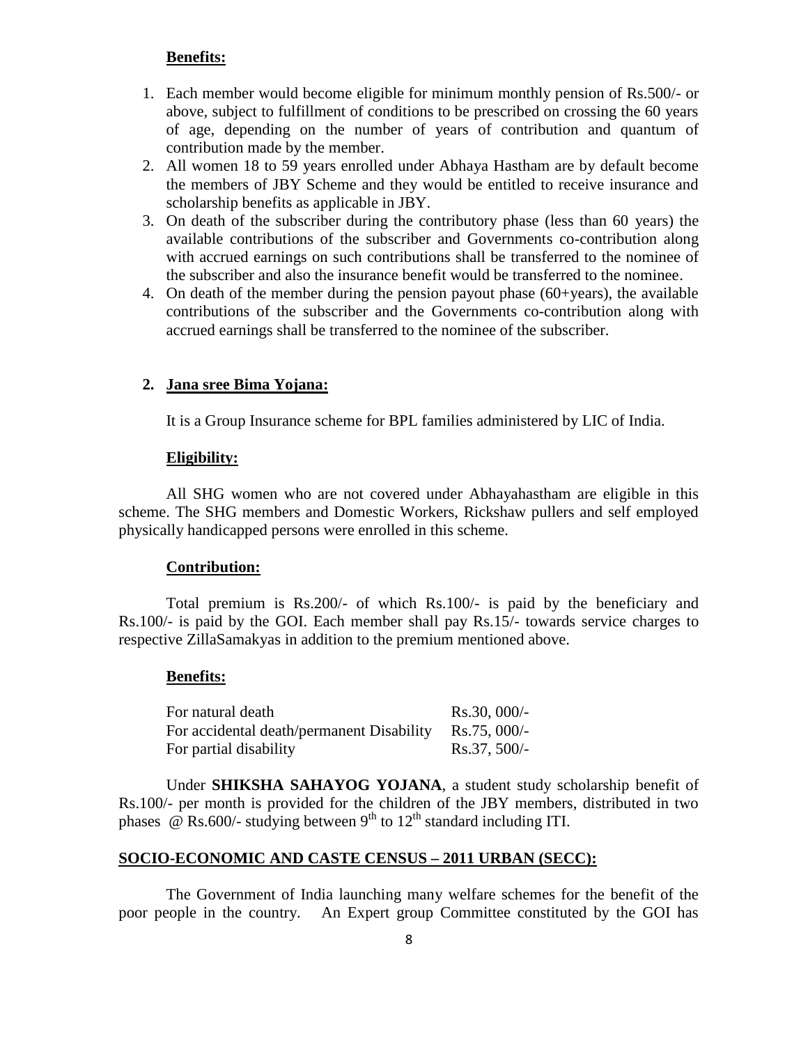**Benefits:**

1. Each member would become eligible for minimum monthly pension of Rs.500/- or above, subject to fulfillment of conditions to be prescribed on crossing the 60 years of age, depending on the number of years of contribution and quantum of contribution made by the member.
2. All women 18 to 59 years enrolled under Abhaya Hastham are by default become the members of JBY Scheme and they would be entitled to receive insurance and scholarship benefits as applicable in JBY.
3. On death of the subscriber during the contributory phase (less than 60 years) the available contributions of the subscriber and Governments co-contribution along with accrued earnings on such contributions shall be transferred to the nominee of the subscriber and also the insurance benefit would be transferred to the nominee.
4. On death of the member during the pension payout phase (60+years), the available contributions of the subscriber and the Governments co-contribution along with accrued earnings shall be transferred to the nominee of the subscriber.

**2. Jana sree Bima Yojana:**

It is a Group Insurance scheme for BPL families administered by LIC of India.

**Eligibility:**

All SHG women who are not covered under Abhayahastham are eligible in this scheme. The SHG members and Domestic Workers, Rickshaw pullers and self employed physically handicapped persons were enrolled in this scheme.

**Contribution:**

Total premium is Rs.200/- of which Rs.100/- is paid by the beneficiary and Rs.100/- is paid by the GOI. Each member shall pay Rs.15/- towards service charges to respective ZillaSamakyas in addition to the premium mentioned above.

**Benefits:**

| | |
|---|---|
| For natural death | Rs.30, 000/- |
| For accidental death/permanent Disability | Rs.75, 000/- |
| For partial disability | Rs.37, 500/- |

Under **SHIKSHA SAHAYOG YOJANA**, a student study scholarship benefit of Rs.100/- per month is provided for the children of the JBY members, distributed in two phases @ Rs.600/- studying between 9th to 12th standard including ITI.

**SOCIO-ECONOMIC AND CASTE CENSUS – 2011 URBAN (SECC):**

The Government of India launching many welfare schemes for the benefit of the poor people in the country. An Expert group Committee constituted by the GOI has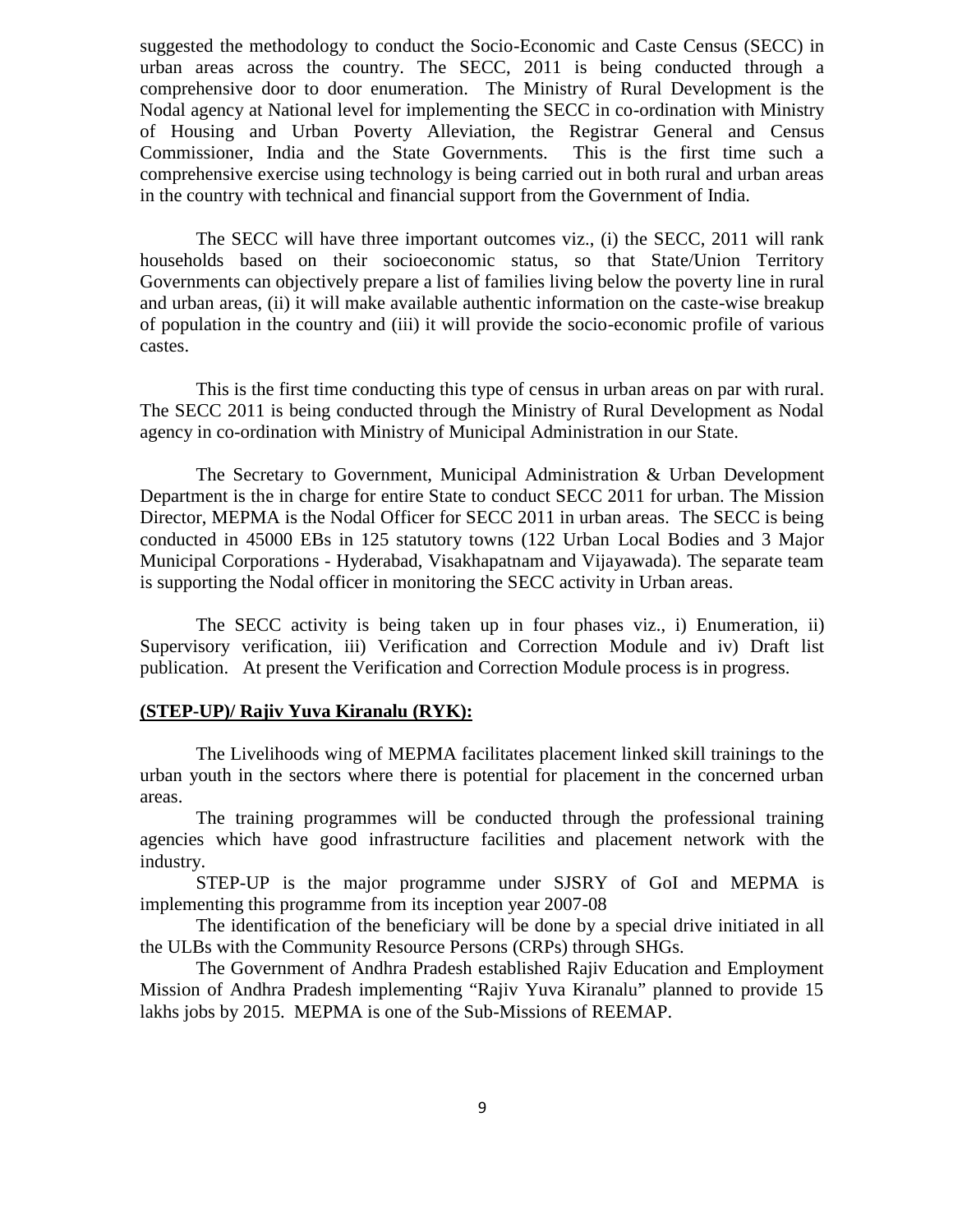suggested the methodology to conduct the Socio-Economic and Caste Census (SECC) in urban areas across the country. The SECC, 2011 is being conducted through a comprehensive door to door enumeration. The Ministry of Rural Development is the Nodal agency at National level for implementing the SECC in co-ordination with Ministry of Housing and Urban Poverty Alleviation, the Registrar General and Census Commissioner, India and the State Governments. This is the first time such a comprehensive exercise using technology is being carried out in both rural and urban areas in the country with technical and financial support from the Government of India.

The SECC will have three important outcomes viz., (i) the SECC, 2011 will rank households based on their socioeconomic status, so that State/Union Territory Governments can objectively prepare a list of families living below the poverty line in rural and urban areas, (ii) it will make available authentic information on the caste-wise breakup of population in the country and (iii) it will provide the socio-economic profile of various castes.

This is the first time conducting this type of census in urban areas on par with rural. The SECC 2011 is being conducted through the Ministry of Rural Development as Nodal agency in co-ordination with Ministry of Municipal Administration in our State.

The Secretary to Government, Municipal Administration & Urban Development Department is the in charge for entire State to conduct SECC 2011 for urban. The Mission Director, MEPMA is the Nodal Officer for SECC 2011 in urban areas. The SECC is being conducted in 45000 EBs in 125 statutory towns (122 Urban Local Bodies and 3 Major Municipal Corporations - Hyderabad, Visakhapatnam and Vijayawada). The separate team is supporting the Nodal officer in monitoring the SECC activity in Urban areas.

The SECC activity is being taken up in four phases viz., i) Enumeration, ii) Supervisory verification, iii) Verification and Correction Module and iv) Draft list publication. At present the Verification and Correction Module process is in progress.

**(STEP-UP)/ Rajiv Yuva Kiranalu (RYK):**

The Livelihoods wing of MEPMA facilitates placement linked skill trainings to the urban youth in the sectors where there is potential for placement in the concerned urban areas.

The training programmes will be conducted through the professional training agencies which have good infrastructure facilities and placement network with the industry.

STEP-UP is the major programme under SJSRY of GoI and MEPMA is implementing this programme from its inception year 2007-08

The identification of the beneficiary will be done by a special drive initiated in all the ULBs with the Community Resource Persons (CRPs) through SHGs.

The Government of Andhra Pradesh established Rajiv Education and Employment Mission of Andhra Pradesh implementing "Rajiv Yuva Kiranalu" planned to provide 15 lakhs jobs by 2015. MEPMA is one of the Sub-Missions of REEMAP.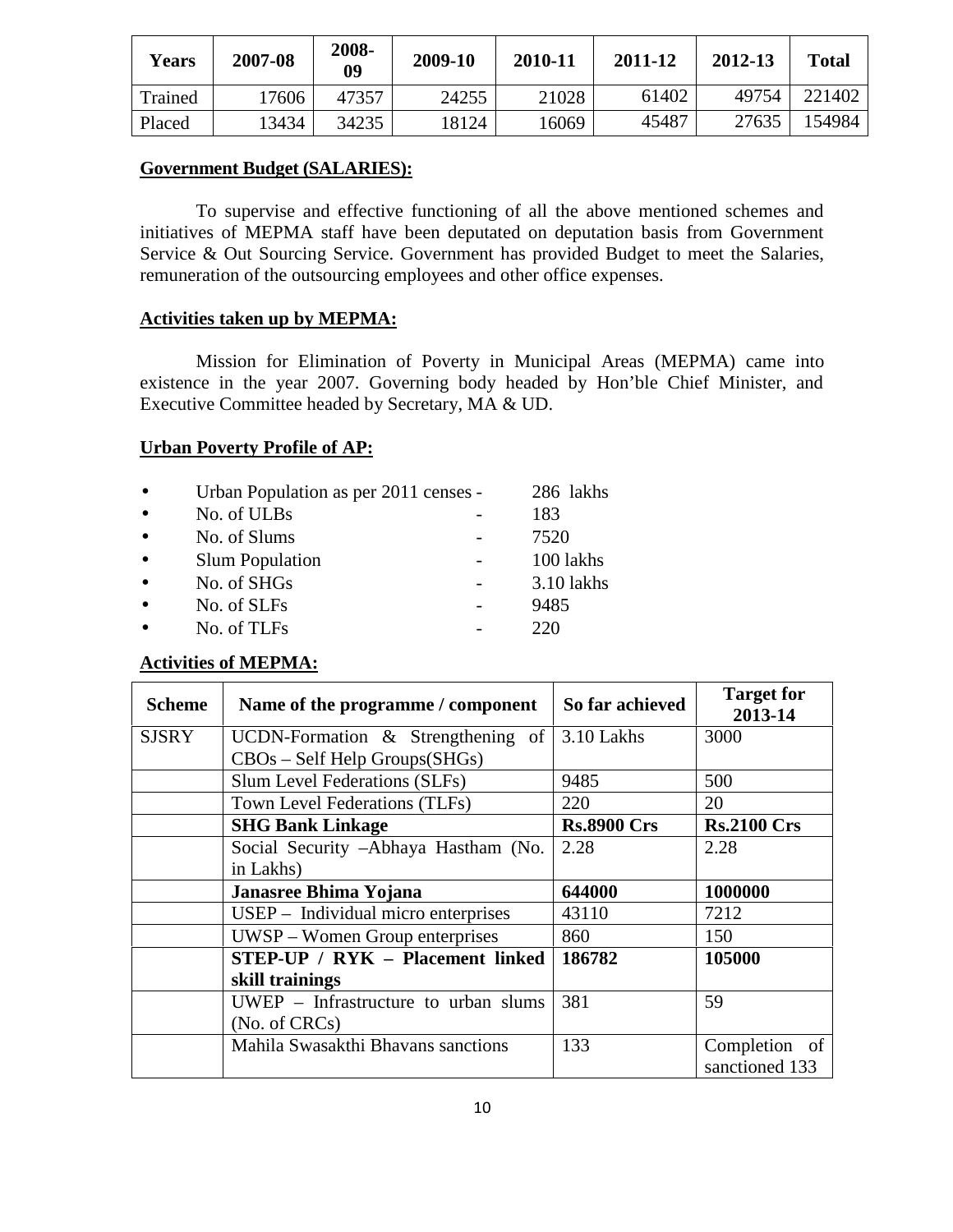| Years | 2007-08 | 2008-09 | 2009-10 | 2010-11 | 2011-12 | 2012-13 | Total |
|---|---|---|---|---|---|---|---|
| Trained | 17606 | 47357 | 24255 | 21028 | 61402 | 49754 | 221402 |
| Placed | 13434 | 34235 | 18124 | 16069 | 45487 | 27635 | 154984 |

**Government Budget (SALARIES):**

To supervise and effective functioning of all the above mentioned schemes and initiatives of MEPMA staff have been deputated on deputation basis from Government Service & Out Sourcing Service. Government has provided Budget to meet the Salaries, remuneration of the outsourcing employees and other office expenses.

**Activities taken up by MEPMA:**

Mission for Elimination of Poverty in Municipal Areas (MEPMA) came into existence in the year 2007. Governing body headed by Hon'ble Chief Minister, and Executive Committee headed by Secretary, MA & UD.

**Urban Poverty Profile of AP:**

- Urban Population as per 2011 censes - 286 lakhs
- No. of ULBs - 183
- No. of Slums - 7520
- Slum Population - 100 lakhs
- No. of SHGs - 3.10 lakhs
- No. of SLFs - 9485
- No. of TLFs - 220

**Activities of MEPMA:**

| Scheme | Name of the programme / component | So far achieved | Target for 2013-14 |
|---|---|---|---|
| SJSRY | UCDN-Formation & Strengthening of CBOs – Self Help Groups(SHGs) | 3.10 Lakhs | 3000 |
| | Slum Level Federations (SLFs) | 9485 | 500 |
| | Town Level Federations (TLFs) | 220 | 20 |
| | **SHG Bank Linkage** | **Rs.8900 Crs** | **Rs.2100 Crs** |
| | Social Security –Abhaya Hastham (No. in Lakhs) | 2.28 | 2.28 |
| | **Janasree Bhima Yojana** | **644000** | **1000000** |
| | USEP – Individual micro enterprises | 43110 | 7212 |
| | UWSP – Women Group enterprises | 860 | 150 |
| | **STEP-UP / RYK – Placement linked skill trainings** | **186782** | **105000** |
| | UWEP – Infrastructure to urban slums (No. of CRCs) | 381 | 59 |
| | Mahila Swasakthi Bhavans sanctions | 133 | Completion of sanctioned 133 |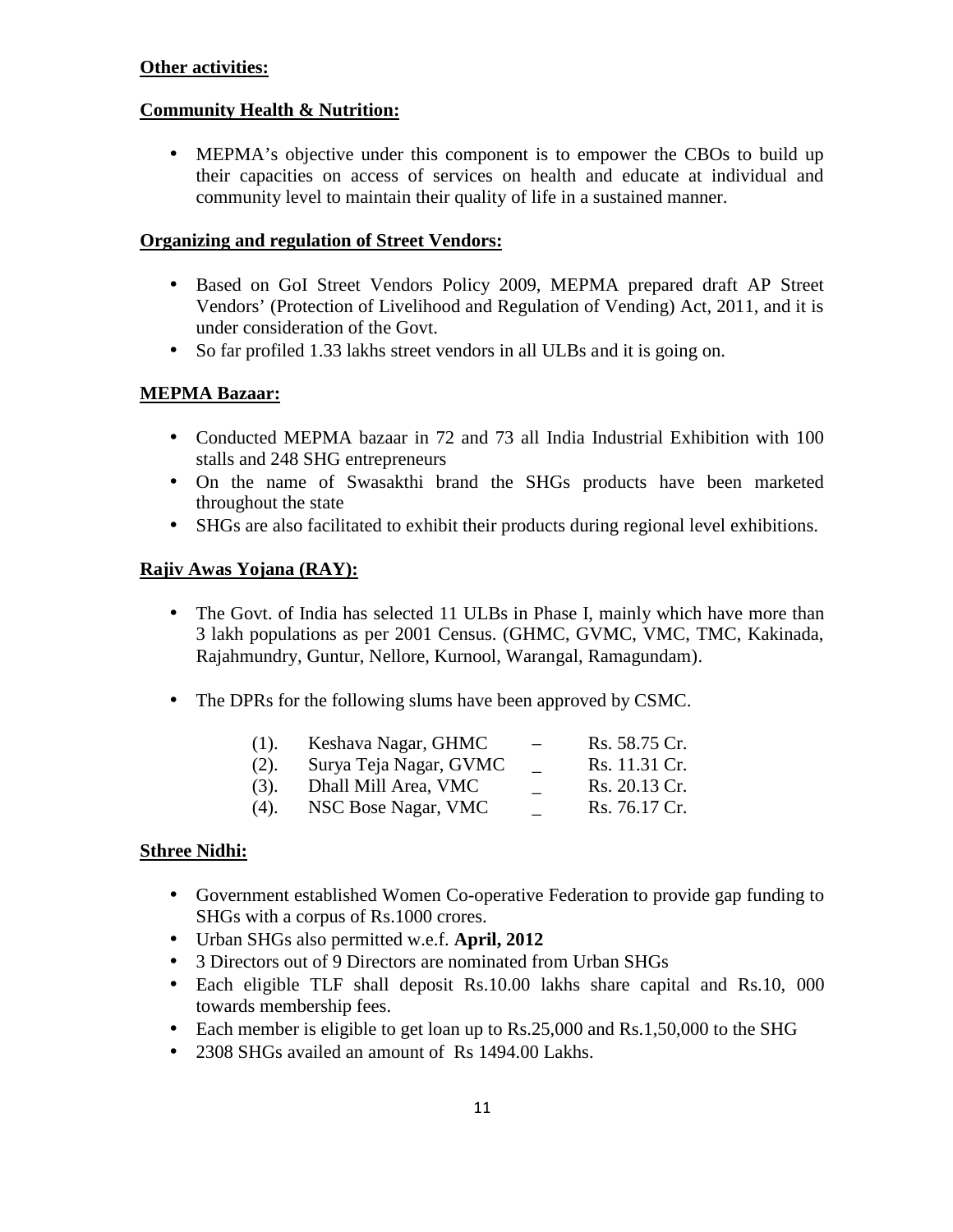**Other activities:**

**Community Health & Nutrition:**

- MEPMA's objective under this component is to empower the CBOs to build up their capacities on access of services on health and educate at individual and community level to maintain their quality of life in a sustained manner.

**Organizing and regulation of Street Vendors:**

- Based on GoI Street Vendors Policy 2009, MEPMA prepared draft AP Street Vendors' (Protection of Livelihood and Regulation of Vending) Act, 2011, and it is under consideration of the Govt.
- So far profiled 1.33 lakhs street vendors in all ULBs and it is going on.

**MEPMA Bazaar:**

- Conducted MEPMA bazaar in 72 and 73 all India Industrial Exhibition with 100 stalls and 248 SHG entrepreneurs
- On the name of Swasakthi brand the SHGs products have been marketed throughout the state
- SHGs are also facilitated to exhibit their products during regional level exhibitions.

**Rajiv Awas Yojana (RAY):**

- The Govt. of India has selected 11 ULBs in Phase I, mainly which have more than 3 lakh populations as per 2001 Census. (GHMC, GVMC, VMC, TMC, Kakinada, Rajahmundry, Guntur, Nellore, Kurnool, Warangal, Ramagundam).

- The DPRs for the following slums have been approved by CSMC.

| | | | |
|---|---|---|---|
| (1). | Keshava Nagar, GHMC | – | Rs. 58.75 Cr. |
| (2). | Surya Teja Nagar, GVMC | _ | Rs. 11.31 Cr. |
| (3). | Dhall Mill Area, VMC | _ | Rs. 20.13 Cr. |
| (4). | NSC Bose Nagar, VMC | _ | Rs. 76.17 Cr. |

**Sthree Nidhi:**

- Government established Women Co-operative Federation to provide gap funding to SHGs with a corpus of Rs.1000 crores.
- Urban SHGs also permitted w.e.f. **April, 2012**
- 3 Directors out of 9 Directors are nominated from Urban SHGs
- Each eligible TLF shall deposit Rs.10.00 lakhs share capital and Rs.10, 000 towards membership fees.
- Each member is eligible to get loan up to Rs.25,000 and Rs.1,50,000 to the SHG
- 2308 SHGs availed an amount of Rs 1494.00 Lakhs.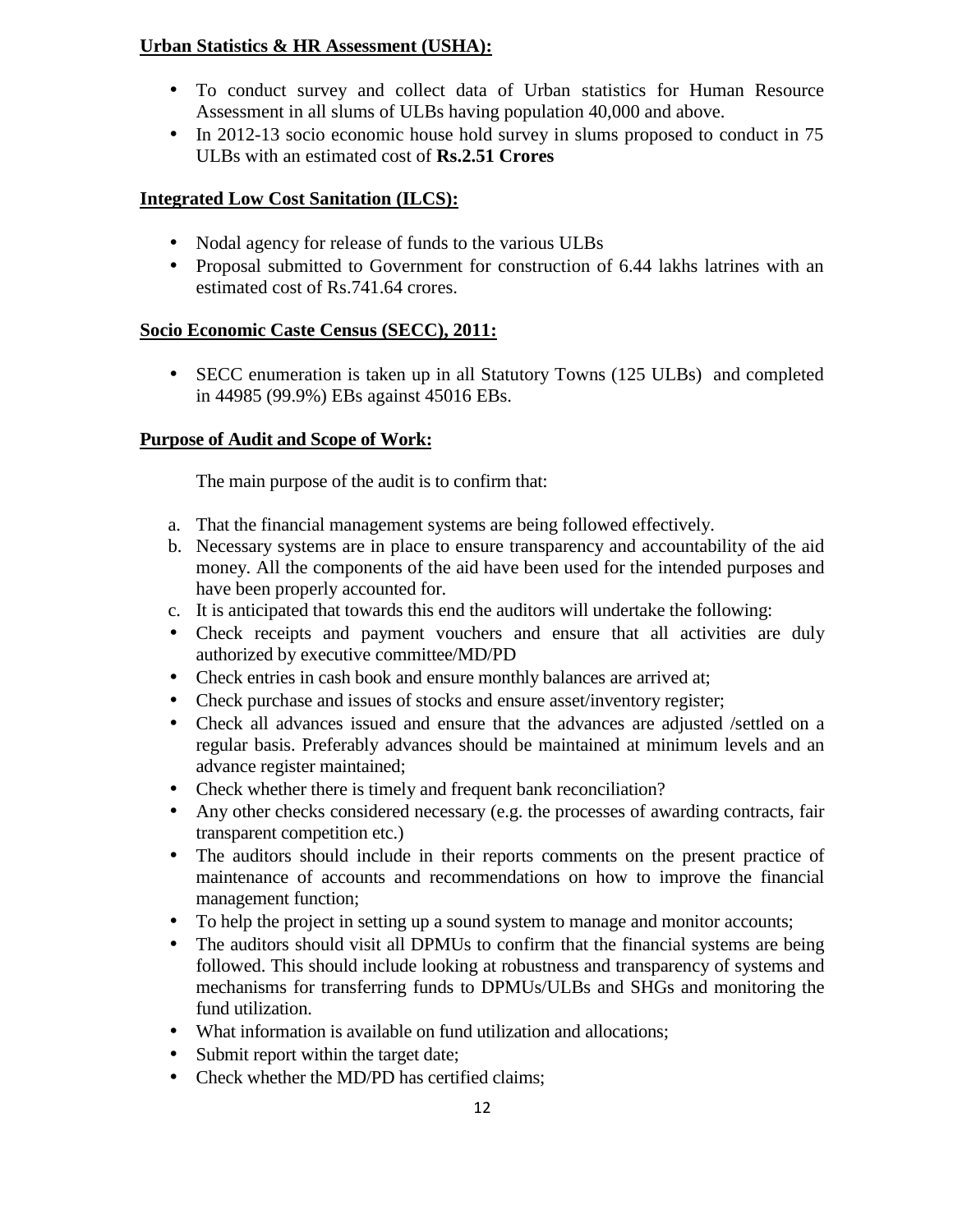**Urban Statistics & HR Assessment (USHA):**

- To conduct survey and collect data of Urban statistics for Human Resource Assessment in all slums of ULBs having population 40,000 and above.
- In 2012-13 socio economic house hold survey in slums proposed to conduct in 75 ULBs with an estimated cost of **Rs.2.51 Crores**

**Integrated Low Cost Sanitation (ILCS):**

- Nodal agency for release of funds to the various ULBs
- Proposal submitted to Government for construction of 6.44 lakhs latrines with an estimated cost of Rs.741.64 crores.

**Socio Economic Caste Census (SECC), 2011:**

- SECC enumeration is taken up in all Statutory Towns (125 ULBs) and completed in 44985 (99.9%) EBs against 45016 EBs.

**Purpose of Audit and Scope of Work:**

The main purpose of the audit is to confirm that:

a. That the financial management systems are being followed effectively.
b. Necessary systems are in place to ensure transparency and accountability of the aid money. All the components of the aid have been used for the intended purposes and have been properly accounted for.
c. It is anticipated that towards this end the auditors will undertake the following:

- Check receipts and payment vouchers and ensure that all activities are duly authorized by executive committee/MD/PD
- Check entries in cash book and ensure monthly balances are arrived at;
- Check purchase and issues of stocks and ensure asset/inventory register;
- Check all advances issued and ensure that the advances are adjusted /settled on a regular basis. Preferably advances should be maintained at minimum levels and an advance register maintained;
- Check whether there is timely and frequent bank reconciliation?
- Any other checks considered necessary (e.g. the processes of awarding contracts, fair transparent competition etc.)
- The auditors should include in their reports comments on the present practice of maintenance of accounts and recommendations on how to improve the financial management function;
- To help the project in setting up a sound system to manage and monitor accounts;
- The auditors should visit all DPMUs to confirm that the financial systems are being followed. This should include looking at robustness and transparency of systems and mechanisms for transferring funds to DPMUs/ULBs and SHGs and monitoring the fund utilization.
- What information is available on fund utilization and allocations;
- Submit report within the target date;
- Check whether the MD/PD has certified claims;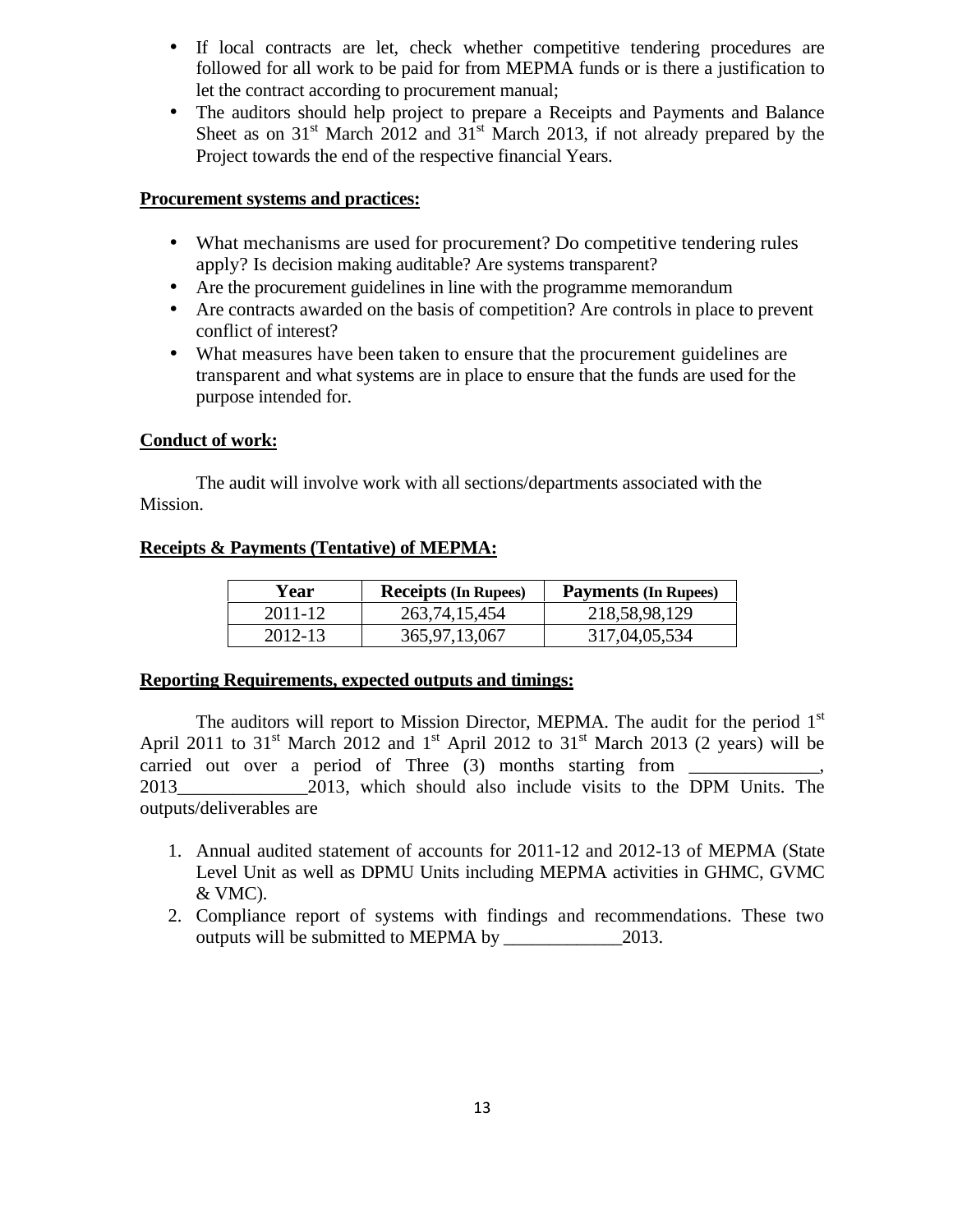- If local contracts are let, check whether competitive tendering procedures are followed for all work to be paid for from MEPMA funds or is there a justification to let the contract according to procurement manual;
- The auditors should help project to prepare a Receipts and Payments and Balance Sheet as on 31st March 2012 and 31st March 2013, if not already prepared by the Project towards the end of the respective financial Years.

**Procurement systems and practices:**

- What mechanisms are used for procurement? Do competitive tendering rules apply? Is decision making auditable? Are systems transparent?
- Are the procurement guidelines in line with the programme memorandum
- Are contracts awarded on the basis of competition? Are controls in place to prevent conflict of interest?
- What measures have been taken to ensure that the procurement guidelines are transparent and what systems are in place to ensure that the funds are used for the purpose intended for.

**Conduct of work:**

The audit will involve work with all sections/departments associated with the Mission.

**Receipts & Payments (Tentative) of MEPMA:**

| Year | Receipts (In Rupees) | Payments (In Rupees) |
|---|---|---|
| 2011-12 | 263,74,15,454 | 218,58,98,129 |
| 2012-13 | 365,97,13,067 | 317,04,05,534 |

**Reporting Requirements, expected outputs and timings:**

The auditors will report to Mission Director, MEPMA. The audit for the period 1st April 2011 to 31st March 2012 and 1st April 2012 to 31st March 2013 (2 years) will be carried out over a period of Three (3) months starting from ______________, 2013______________2013, which should also include visits to the DPM Units. The outputs/deliverables are

1. Annual audited statement of accounts for 2011-12 and 2012-13 of MEPMA (State Level Unit as well as DPMU Units including MEPMA activities in GHMC, GVMC & VMC).
2. Compliance report of systems with findings and recommendations. These two outputs will be submitted to MEPMA by _____________2013.